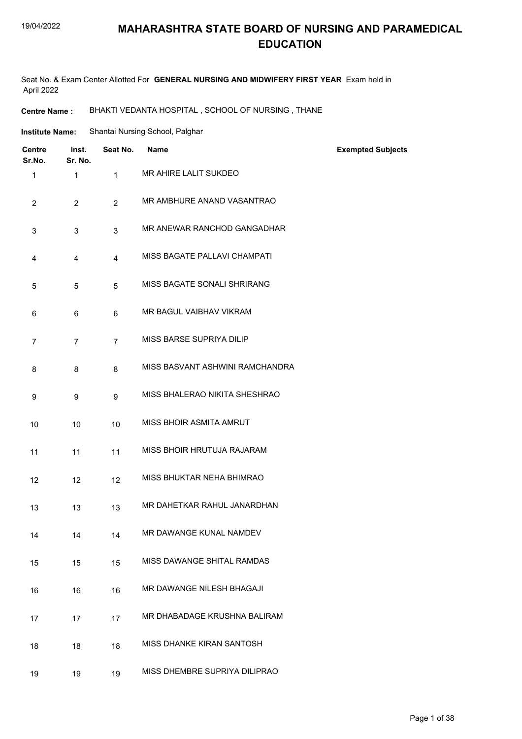# MAHARASHTRA STATE BOARD OF NURSING AND PARAMEDICAL EDUCATION

Seat No. & Exam Center Allotted For **GENERAL NURSING AND MIDWIFERY FIRST YEAR** Exam held in April 2022

**Centre Name :** BHAKTI VEDANTA HOSPITAL , SCHOOL OF NURSING , THANE

**Institute Name:** Shantai Nursing School, Palghar

| Centre Sr.No. | Inst. Sr. No. | Seat No. | Name | Exempted Subjects |
|---|---|---|---|---|
| 1 | 1 | 1 | MR AHIRE LALIT SUKDEO | |
| 2 | 2 | 2 | MR AMBHURE ANAND VASANTRAO | |
| 3 | 3 | 3 | MR ANEWAR RANCHOD GANGADHAR | |
| 4 | 4 | 4 | MISS BAGATE PALLAVI CHAMPATI | |
| 5 | 5 | 5 | MISS BAGATE SONALI SHRIRANG | |
| 6 | 6 | 6 | MR BAGUL VAIBHAV VIKRAM | |
| 7 | 7 | 7 | MISS BARSE SUPRIYA DILIP | |
| 8 | 8 | 8 | MISS BASVANT ASHWINI RAMCHANDRA | |
| 9 | 9 | 9 | MISS BHALERAO NIKITA SHESHRAO | |
| 10 | 10 | 10 | MISS BHOIR ASMITA AMRUT | |
| 11 | 11 | 11 | MISS BHOIR HRUTUJA RAJARAM | |
| 12 | 12 | 12 | MISS BHUKTAR NEHA BHIMRAO | |
| 13 | 13 | 13 | MR DAHETKAR RAHUL JANARDHAN | |
| 14 | 14 | 14 | MR DAWANGE KUNAL NAMDEV | |
| 15 | 15 | 15 | MISS DAWANGE SHITAL RAMDAS | |
| 16 | 16 | 16 | MR DAWANGE NILESH BHAGAJI | |
| 17 | 17 | 17 | MR DHABADAGE KRUSHNA BALIRAM | |
| 18 | 18 | 18 | MISS DHANKE KIRAN SANTOSH | |
| 19 | 19 | 19 | MISS DHEMBRE SUPRIYA DILIPRAO | |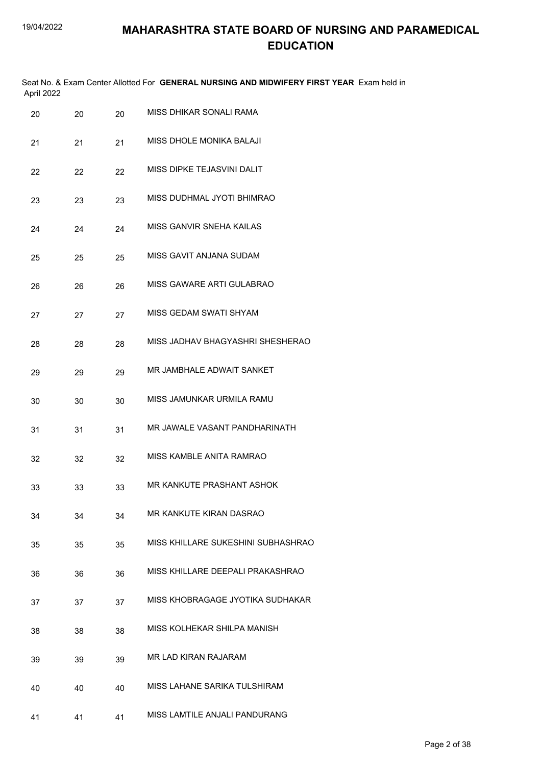# MAHARASHTRA STATE BOARD OF NURSING AND PARAMEDICAL EDUCATION

Seat No. & Exam Center Allotted For **GENERAL NURSING AND MIDWIFERY FIRST YEAR** Exam held in April 2022

| | | | |
|---|---|---|---|
| 20 | 20 | 20 | MISS DHIKAR SONALI RAMA |
| 21 | 21 | 21 | MISS DHOLE MONIKA BALAJI |
| 22 | 22 | 22 | MISS DIPKE TEJASVINI DALIT |
| 23 | 23 | 23 | MISS DUDHMAL JYOTI BHIMRAO |
| 24 | 24 | 24 | MISS GANVIR SNEHA KAILAS |
| 25 | 25 | 25 | MISS GAVIT ANJANA SUDAM |
| 26 | 26 | 26 | MISS GAWARE ARTI GULABRAO |
| 27 | 27 | 27 | MISS GEDAM SWATI SHYAM |
| 28 | 28 | 28 | MISS JADHAV BHAGYASHRI SHESHERAO |
| 29 | 29 | 29 | MR JAMBHALE ADWAIT SANKET |
| 30 | 30 | 30 | MISS JAMUNKAR URMILA RAMU |
| 31 | 31 | 31 | MR JAWALE VASANT PANDHARINATH |
| 32 | 32 | 32 | MISS KAMBLE ANITA RAMRAO |
| 33 | 33 | 33 | MR KANKUTE PRASHANT ASHOK |
| 34 | 34 | 34 | MR KANKUTE KIRAN DASRAO |
| 35 | 35 | 35 | MISS KHILLARE SUKESHINI SUBHASHRAO |
| 36 | 36 | 36 | MISS KHILLARE DEEPALI PRAKASHRAO |
| 37 | 37 | 37 | MISS KHOBRAGAGE JYOTIKA SUDHAKAR |
| 38 | 38 | 38 | MISS KOLHEKAR SHILPA MANISH |
| 39 | 39 | 39 | MR LAD KIRAN RAJARAM |
| 40 | 40 | 40 | MISS LAHANE SARIKA TULSHIRAM |
| 41 | 41 | 41 | MISS LAMTILE ANJALI PANDURANG |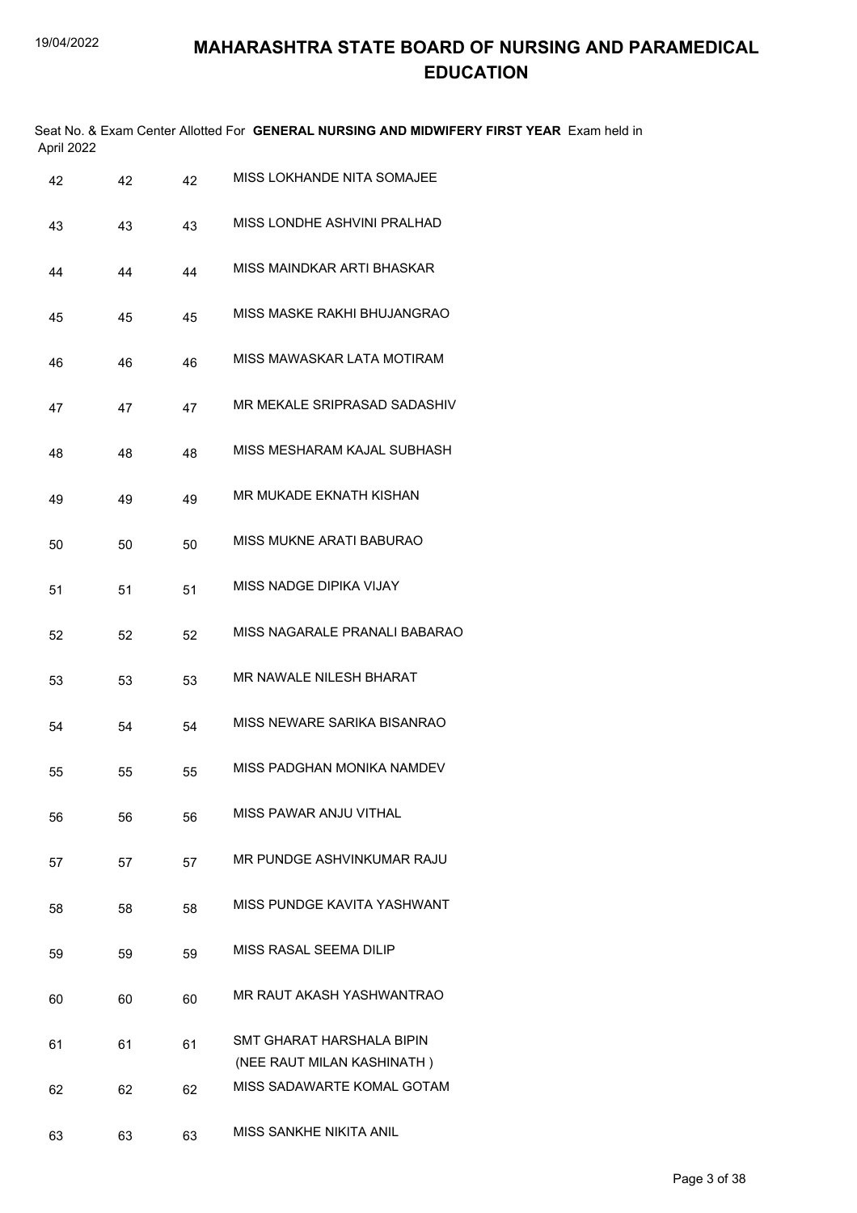# MAHARASHTRA STATE BOARD OF NURSING AND PARAMEDICAL EDUCATION

Seat No. & Exam Center Allotted For **GENERAL NURSING AND MIDWIFERY FIRST YEAR** Exam held in April 2022

| | | | |
|---|---|---|---|
| 42 | 42 | 42 | MISS LOKHANDE NITA SOMAJEE |
| 43 | 43 | 43 | MISS LONDHE ASHVINI PRALHAD |
| 44 | 44 | 44 | MISS MAINDKAR ARTI BHASKAR |
| 45 | 45 | 45 | MISS MASKE RAKHI BHUJANGRAO |
| 46 | 46 | 46 | MISS MAWASKAR LATA MOTIRAM |
| 47 | 47 | 47 | MR MEKALE SRIPRASAD SADASHIV |
| 48 | 48 | 48 | MISS MESHARAM KAJAL SUBHASH |
| 49 | 49 | 49 | MR MUKADE EKNATH KISHAN |
| 50 | 50 | 50 | MISS MUKNE ARATI BABURAO |
| 51 | 51 | 51 | MISS NADGE DIPIKA VIJAY |
| 52 | 52 | 52 | MISS NAGARALE PRANALI BABARAO |
| 53 | 53 | 53 | MR NAWALE NILESH BHARAT |
| 54 | 54 | 54 | MISS NEWARE SARIKA BISANRAO |
| 55 | 55 | 55 | MISS PADGHAN MONIKA NAMDEV |
| 56 | 56 | 56 | MISS PAWAR ANJU VITHAL |
| 57 | 57 | 57 | MR PUNDGE ASHVINKUMAR RAJU |
| 58 | 58 | 58 | MISS PUNDGE KAVITA YASHWANT |
| 59 | 59 | 59 | MISS RASAL SEEMA DILIP |
| 60 | 60 | 60 | MR RAUT AKASH YASHWANTRAO |
| 61 | 61 | 61 | SMT GHARAT HARSHALA BIPIN (NEE RAUT MILAN KASHINATH ) |
| 62 | 62 | 62 | MISS SADAWARTE KOMAL GOTAM |
| 63 | 63 | 63 | MISS SANKHE NIKITA ANIL |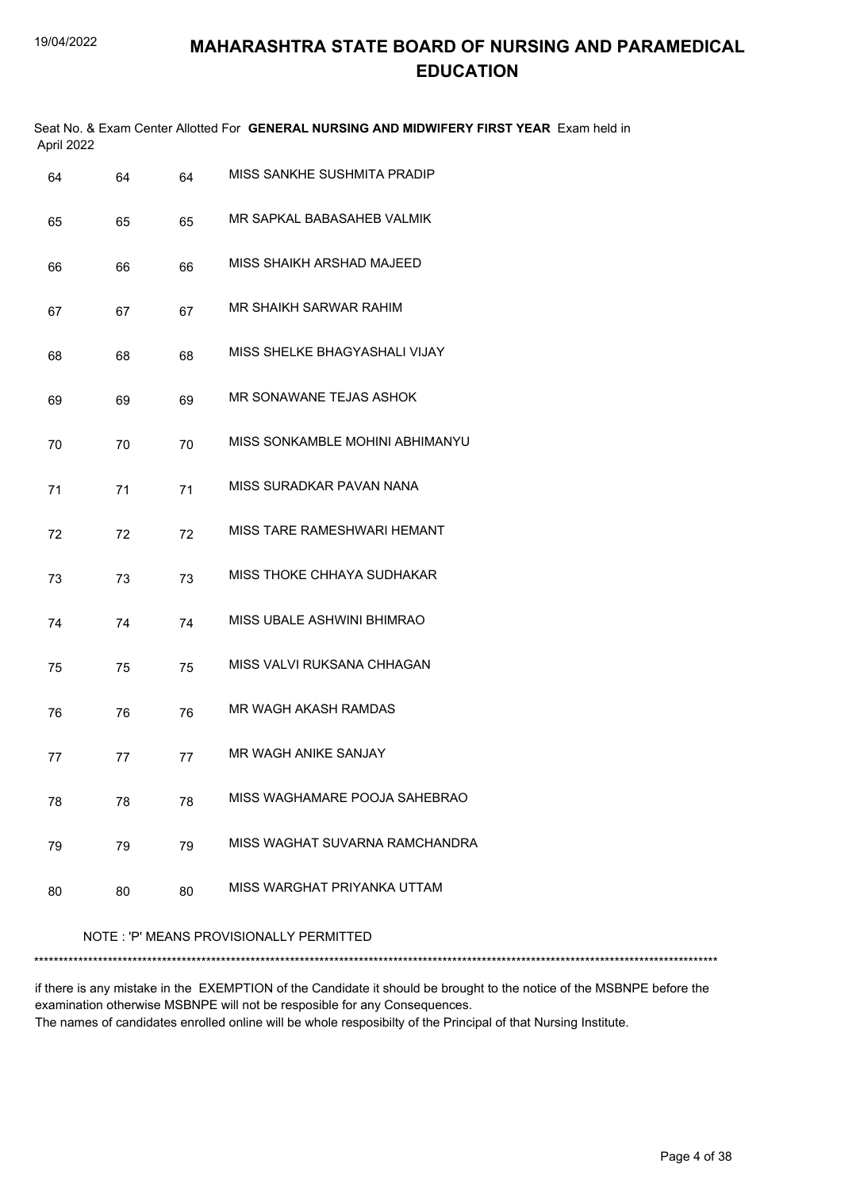# MAHARASHTRA STATE BOARD OF NURSING AND PARAMEDICAL EDUCATION

Seat No. & Exam Center Allotted For **GENERAL NURSING AND MIDWIFERY FIRST YEAR** Exam held in April 2022

| | | | |
|---|---|---|---|
| 64 | 64 | 64 | MISS SANKHE SUSHMITA PRADIP |
| 65 | 65 | 65 | MR SAPKAL BABASAHEB VALMIK |
| 66 | 66 | 66 | MISS SHAIKH ARSHAD MAJEED |
| 67 | 67 | 67 | MR SHAIKH SARWAR RAHIM |
| 68 | 68 | 68 | MISS SHELKE BHAGYASHALI VIJAY |
| 69 | 69 | 69 | MR SONAWANE TEJAS ASHOK |
| 70 | 70 | 70 | MISS SONKAMBLE MOHINI ABHIMANYU |
| 71 | 71 | 71 | MISS SURADKAR PAVAN NANA |
| 72 | 72 | 72 | MISS TARE RAMESHWARI HEMANT |
| 73 | 73 | 73 | MISS THOKE CHHAYA SUDHAKAR |
| 74 | 74 | 74 | MISS UBALE ASHWINI BHIMRAO |
| 75 | 75 | 75 | MISS VALVI RUKSANA CHHAGAN |
| 76 | 76 | 76 | MR WAGH AKASH RAMDAS |
| 77 | 77 | 77 | MR WAGH ANIKE SANJAY |
| 78 | 78 | 78 | MISS WAGHAMARE POOJA SAHEBRAO |
| 79 | 79 | 79 | MISS WAGHAT SUVARNA RAMCHANDRA |
| 80 | 80 | 80 | MISS WARGHAT PRIYANKA UTTAM |

NOTE : 'P' MEANS PROVISIONALLY PERMITTED

*******************************************************************************************************************************************

if there is any mistake in the EXEMPTION of the Candidate it should be brought to the notice of the MSBNPE before the examination otherwise MSBNPE will not be resposible for any Consequences.
The names of candidates enrolled online will be whole resposibilty of the Principal of that Nursing Institute.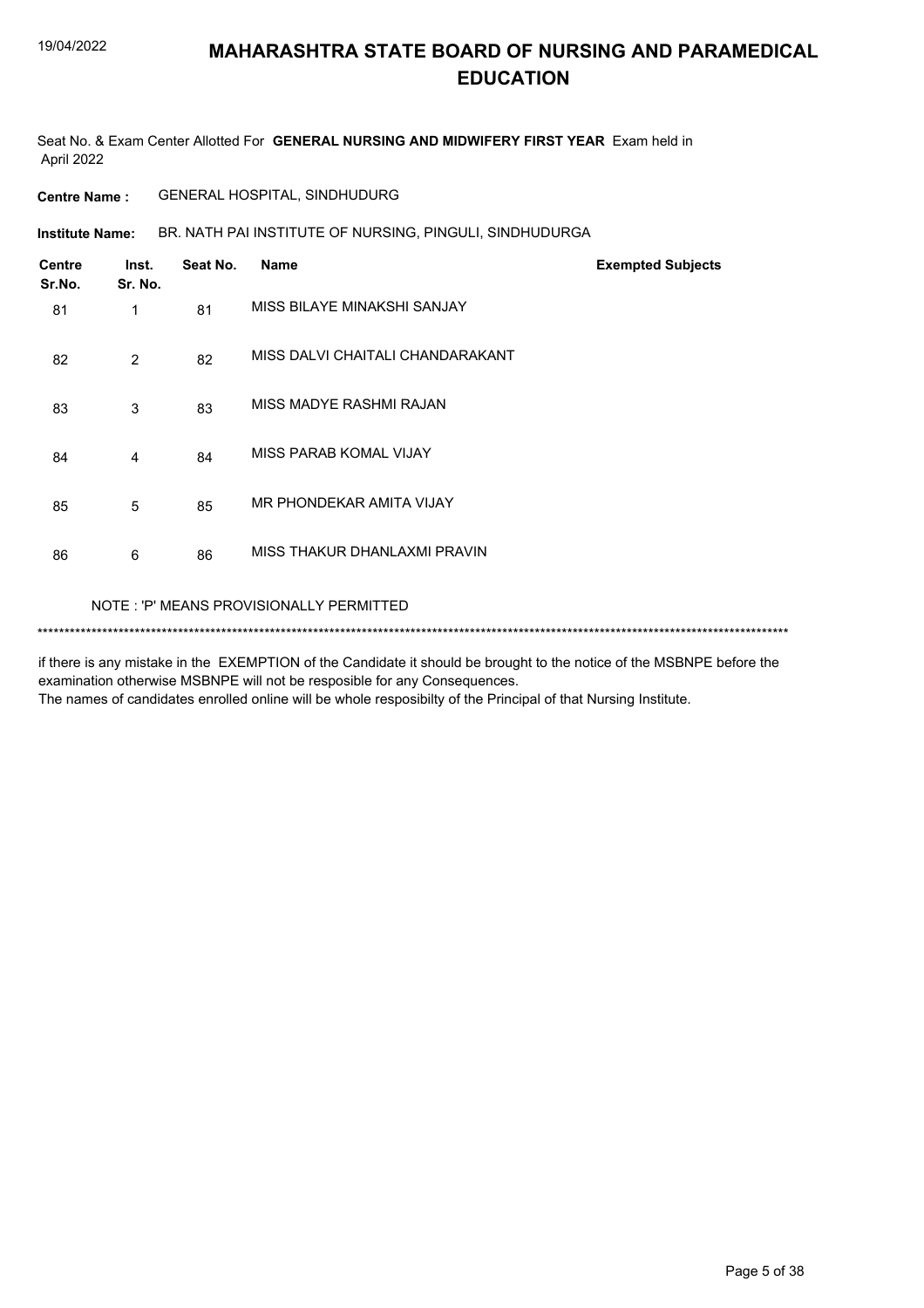# MAHARASHTRA STATE BOARD OF NURSING AND PARAMEDICAL EDUCATION

Seat No. & Exam Center Allotted For **GENERAL NURSING AND MIDWIFERY FIRST YEAR** Exam held in April 2022

**Centre Name :** GENERAL HOSPITAL, SINDHUDURG

**Institute Name:** BR. NATH PAI INSTITUTE OF NURSING, PINGULI, SINDHUDURGA

| Centre Sr.No. | Inst. Sr. No. | Seat No. | Name | Exempted Subjects |
|---|---|---|---|---|
| 81 | 1 | 81 | MISS BILAYE MINAKSHI SANJAY | |
| 82 | 2 | 82 | MISS DALVI CHAITALI CHANDARAKANT | |
| 83 | 3 | 83 | MISS MADYE RASHMI RAJAN | |
| 84 | 4 | 84 | MISS PARAB KOMAL VIJAY | |
| 85 | 5 | 85 | MR PHONDEKAR AMITA VIJAY | |
| 86 | 6 | 86 | MISS THAKUR DHANLAXMI PRAVIN | |

NOTE : 'P' MEANS PROVISIONALLY PERMITTED

*******************************************************************************************************************************************

if there is any mistake in the EXEMPTION of the Candidate it should be brought to the notice of the MSBNPE before the examination otherwise MSBNPE will not be resposible for any Consequences.
The names of candidates enrolled online will be whole resposibilty of the Principal of that Nursing Institute.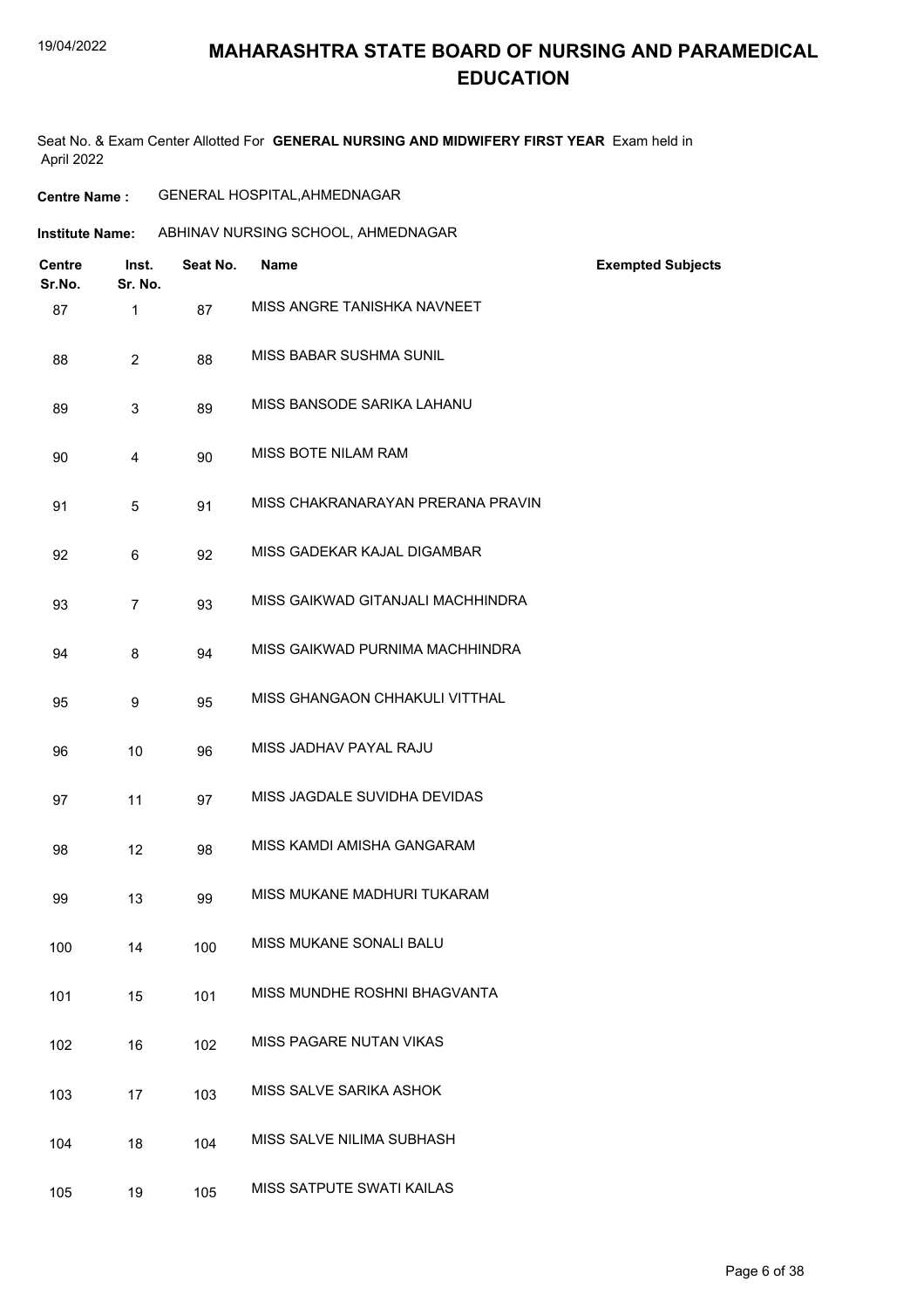# MAHARASHTRA STATE BOARD OF NURSING AND PARAMEDICAL EDUCATION

Seat No. & Exam Center Allotted For **GENERAL NURSING AND MIDWIFERY FIRST YEAR** Exam held in April 2022

**Centre Name :** GENERAL HOSPITAL,AHMEDNAGAR

**Institute Name:** ABHINAV NURSING SCHOOL, AHMEDNAGAR

| Centre Sr.No. | Inst. Sr. No. | Seat No. | Name | Exempted Subjects |
|---|---|---|---|---|
| 87 | 1 | 87 | MISS ANGRE TANISHKA NAVNEET | |
| 88 | 2 | 88 | MISS BABAR SUSHMA SUNIL | |
| 89 | 3 | 89 | MISS BANSODE SARIKA LAHANU | |
| 90 | 4 | 90 | MISS BOTE NILAM RAM | |
| 91 | 5 | 91 | MISS CHAKRANARAYAN PRERANA PRAVIN | |
| 92 | 6 | 92 | MISS GADEKAR KAJAL DIGAMBAR | |
| 93 | 7 | 93 | MISS GAIKWAD GITANJALI MACHHINDRA | |
| 94 | 8 | 94 | MISS GAIKWAD PURNIMA MACHHINDRA | |
| 95 | 9 | 95 | MISS GHANGAON CHHAKULI VITTHAL | |
| 96 | 10 | 96 | MISS JADHAV PAYAL RAJU | |
| 97 | 11 | 97 | MISS JAGDALE SUVIDHA DEVIDAS | |
| 98 | 12 | 98 | MISS KAMDI AMISHA GANGARAM | |
| 99 | 13 | 99 | MISS MUKANE MADHURI TUKARAM | |
| 100 | 14 | 100 | MISS MUKANE SONALI BALU | |
| 101 | 15 | 101 | MISS MUNDHE ROSHNI BHAGVANTA | |
| 102 | 16 | 102 | MISS PAGARE NUTAN VIKAS | |
| 103 | 17 | 103 | MISS SALVE SARIKA ASHOK | |
| 104 | 18 | 104 | MISS SALVE NILIMA SUBHASH | |
| 105 | 19 | 105 | MISS SATPUTE SWATI KAILAS | |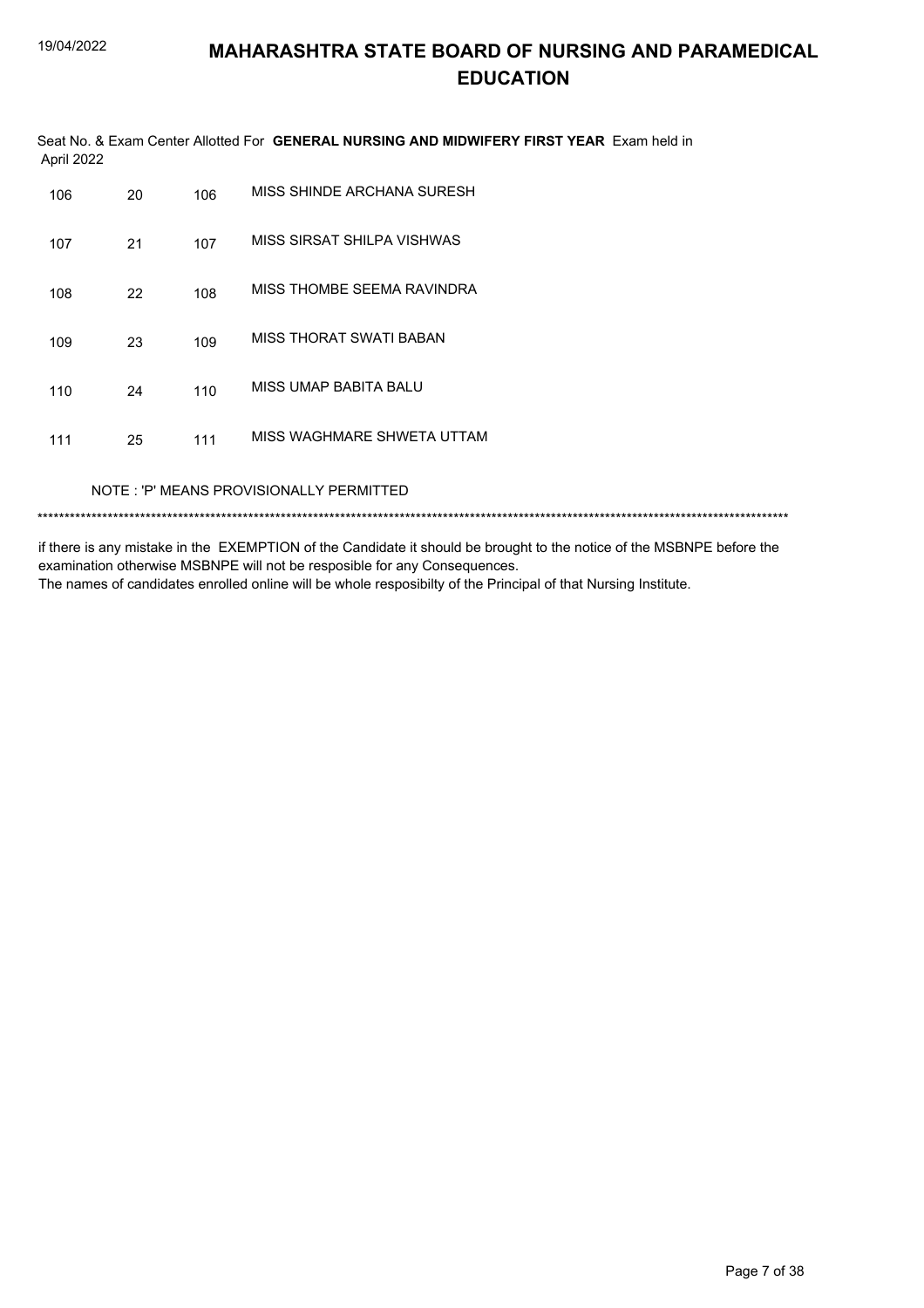# MAHARASHTRA STATE BOARD OF NURSING AND PARAMEDICAL EDUCATION

Seat No. & Exam Center Allotted For **GENERAL NURSING AND MIDWIFERY FIRST YEAR** Exam held in April 2022

| | | | |
|---|---|---|---|
| 106 | 20 | 106 | MISS SHINDE ARCHANA SURESH |
| 107 | 21 | 107 | MISS SIRSAT SHILPA VISHWAS |
| 108 | 22 | 108 | MISS THOMBE SEEMA RAVINDRA |
| 109 | 23 | 109 | MISS THORAT SWATI BABAN |
| 110 | 24 | 110 | MISS UMAP BABITA BALU |
| 111 | 25 | 111 | MISS WAGHMARE SHWETA UTTAM |

NOTE : 'P' MEANS PROVISIONALLY PERMITTED

*******************************************************************************************************************************************

if there is any mistake in the EXEMPTION of the Candidate it should be brought to the notice of the MSBNPE before the examination otherwise MSBNPE will not be resposible for any Consequences.
The names of candidates enrolled online will be whole resposibilty of the Principal of that Nursing Institute.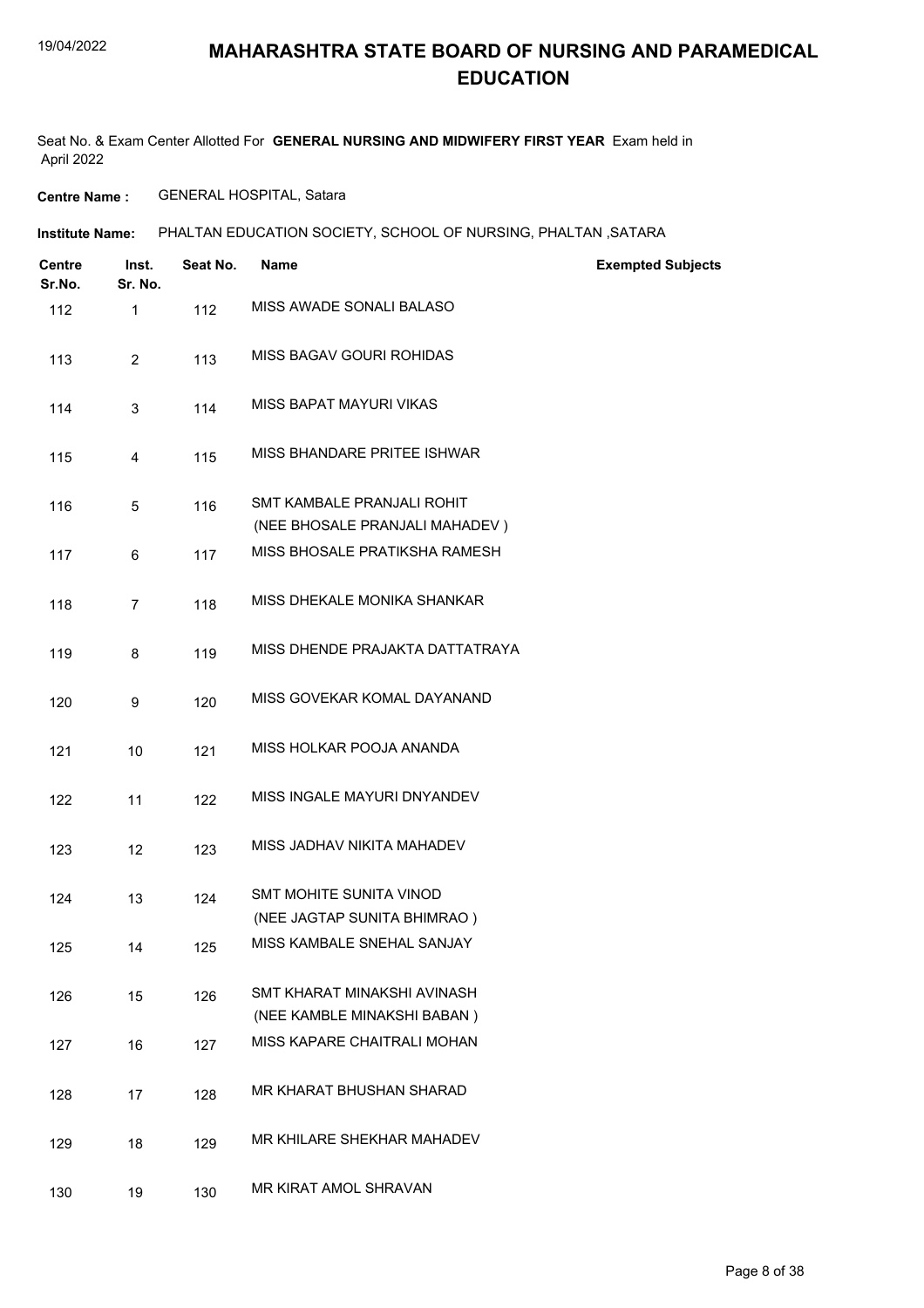# MAHARASHTRA STATE BOARD OF NURSING AND PARAMEDICAL EDUCATION

Seat No. & Exam Center Allotted For **GENERAL NURSING AND MIDWIFERY FIRST YEAR** Exam held in April 2022

**Centre Name :** GENERAL HOSPITAL, Satara

**Institute Name:** PHALTAN EDUCATION SOCIETY, SCHOOL OF NURSING, PHALTAN ,SATARA

| Centre Sr.No. | Inst. Sr. No. | Seat No. | Name | Exempted Subjects |
|---|---|---|---|---|
| 112 | 1 | 112 | MISS AWADE SONALI BALASO | |
| 113 | 2 | 113 | MISS BAGAV GOURI ROHIDAS | |
| 114 | 3 | 114 | MISS BAPAT MAYURI VIKAS | |
| 115 | 4 | 115 | MISS BHANDARE PRITEE ISHWAR | |
| 116 | 5 | 116 | SMT KAMBALE PRANJALI ROHIT (NEE BHOSALE PRANJALI MAHADEV ) | |
| 117 | 6 | 117 | MISS BHOSALE PRATIKSHA RAMESH | |
| 118 | 7 | 118 | MISS DHEKALE MONIKA SHANKAR | |
| 119 | 8 | 119 | MISS DHENDE PRAJAKTA DATTATRAYA | |
| 120 | 9 | 120 | MISS GOVEKAR KOMAL DAYANAND | |
| 121 | 10 | 121 | MISS HOLKAR POOJA ANANDA | |
| 122 | 11 | 122 | MISS INGALE MAYURI DNYANDEV | |
| 123 | 12 | 123 | MISS JADHAV NIKITA MAHADEV | |
| 124 | 13 | 124 | SMT MOHITE SUNITA VINOD (NEE JAGTAP SUNITA BHIMRAO ) | |
| 125 | 14 | 125 | MISS KAMBALE SNEHAL SANJAY | |
| 126 | 15 | 126 | SMT KHARAT MINAKSHI AVINASH (NEE KAMBLE MINAKSHI BABAN ) | |
| 127 | 16 | 127 | MISS KAPARE CHAITRALI MOHAN | |
| 128 | 17 | 128 | MR KHARAT BHUSHAN SHARAD | |
| 129 | 18 | 129 | MR KHILARE SHEKHAR MAHADEV | |
| 130 | 19 | 130 | MR KIRAT AMOL SHRAVAN | |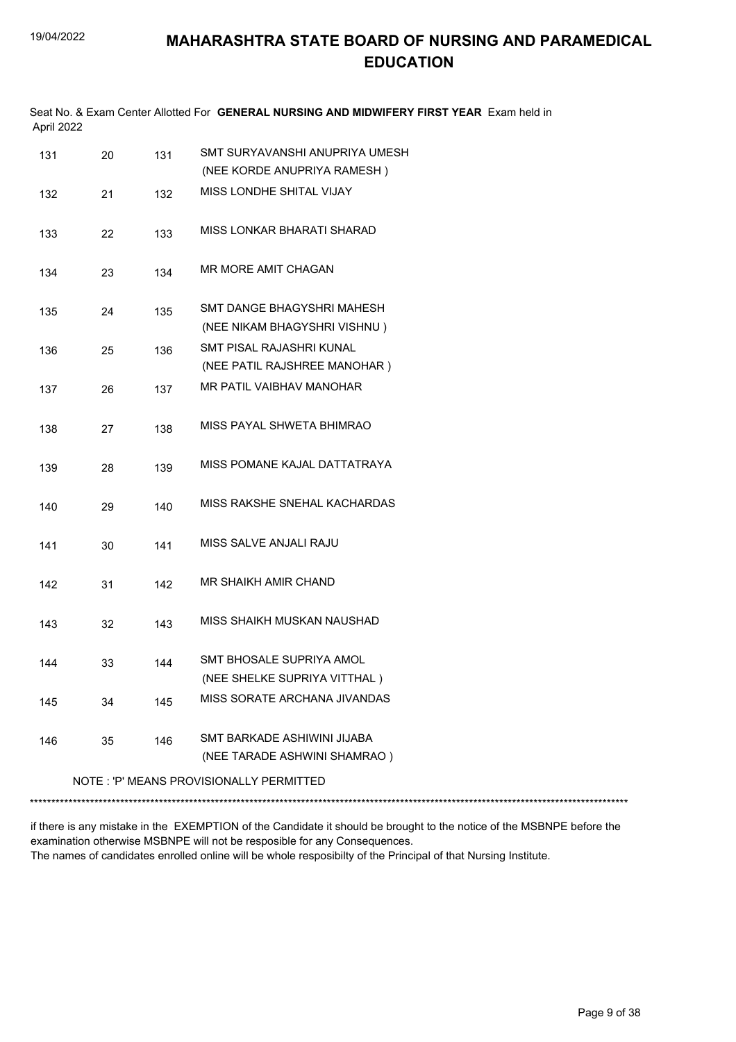# MAHARASHTRA STATE BOARD OF NURSING AND PARAMEDICAL EDUCATION

Seat No. & Exam Center Allotted For **GENERAL NURSING AND MIDWIFERY FIRST YEAR** Exam held in April 2022

| | | | |
|---|---|---|---|
| 131 | 20 | 131 | SMT SURYAVANSHI ANUPRIYA UMESH (NEE KORDE ANUPRIYA RAMESH ) |
| 132 | 21 | 132 | MISS LONDHE SHITAL VIJAY |
| 133 | 22 | 133 | MISS LONKAR BHARATI SHARAD |
| 134 | 23 | 134 | MR MORE AMIT CHAGAN |
| 135 | 24 | 135 | SMT DANGE BHAGYSHRI MAHESH (NEE NIKAM BHAGYSHRI VISHNU ) |
| 136 | 25 | 136 | SMT PISAL RAJASHRI KUNAL (NEE PATIL RAJSHREE MANOHAR ) |
| 137 | 26 | 137 | MR PATIL VAIBHAV MANOHAR |
| 138 | 27 | 138 | MISS PAYAL SHWETA BHIMRAO |
| 139 | 28 | 139 | MISS POMANE KAJAL DATTATRAYA |
| 140 | 29 | 140 | MISS RAKSHE SNEHAL KACHARDAS |
| 141 | 30 | 141 | MISS SALVE ANJALI RAJU |
| 142 | 31 | 142 | MR SHAIKH AMIR CHAND |
| 143 | 32 | 143 | MISS SHAIKH MUSKAN NAUSHAD |
| 144 | 33 | 144 | SMT BHOSALE SUPRIYA AMOL (NEE SHELKE SUPRIYA VITTHAL ) |
| 145 | 34 | 145 | MISS SORATE ARCHANA JIVANDAS |
| 146 | 35 | 146 | SMT BARKADE ASHIWINI JIJABA (NEE TARADE ASHWINI SHAMRAO ) |

NOTE : 'P' MEANS PROVISIONALLY PERMITTED

*******************************************************************************************************************************************

if there is any mistake in the EXEMPTION of the Candidate it should be brought to the notice of the MSBNPE before the examination otherwise MSBNPE will not be resposible for any Consequences.
The names of candidates enrolled online will be whole resposibilty of the Principal of that Nursing Institute.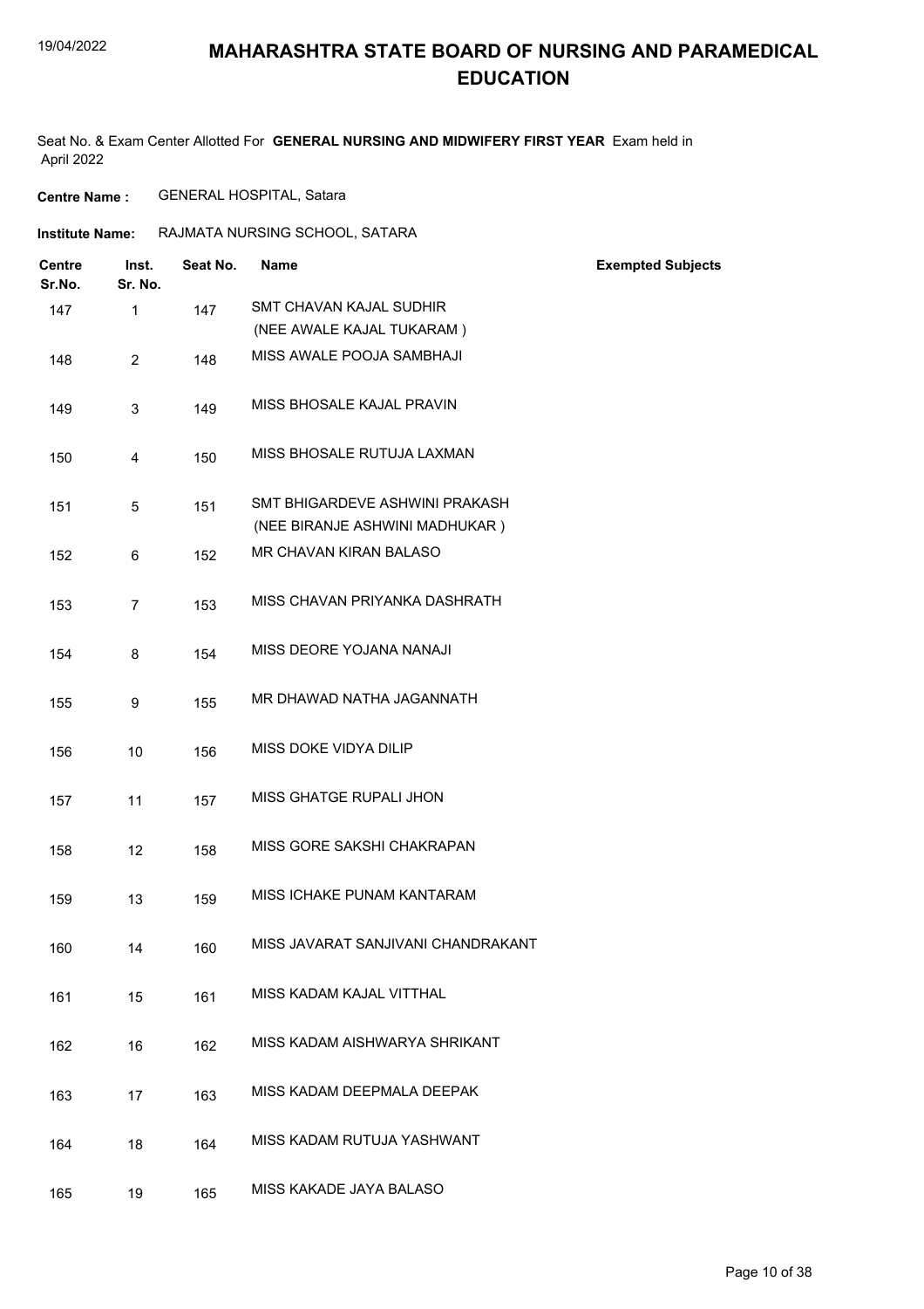# MAHARASHTRA STATE BOARD OF NURSING AND PARAMEDICAL EDUCATION

Seat No. & Exam Center Allotted For **GENERAL NURSING AND MIDWIFERY FIRST YEAR** Exam held in April 2022

**Centre Name :** GENERAL HOSPITAL, Satara

**Institute Name:** RAJMATA NURSING SCHOOL, SATARA

| Centre Sr.No. | Inst. Sr. No. | Seat No. | Name | Exempted Subjects |
|---|---|---|---|---|
| 147 | 1 | 147 | SMT CHAVAN KAJAL SUDHIR (NEE AWALE KAJAL TUKARAM ) | |
| 148 | 2 | 148 | MISS AWALE POOJA SAMBHAJI | |
| 149 | 3 | 149 | MISS BHOSALE KAJAL PRAVIN | |
| 150 | 4 | 150 | MISS BHOSALE RUTUJA LAXMAN | |
| 151 | 5 | 151 | SMT BHIGARDEVE ASHWINI PRAKASH (NEE BIRANJE ASHWINI MADHUKAR ) | |
| 152 | 6 | 152 | MR CHAVAN KIRAN BALASO | |
| 153 | 7 | 153 | MISS CHAVAN PRIYANKA DASHRATH | |
| 154 | 8 | 154 | MISS DEORE YOJANA NANAJI | |
| 155 | 9 | 155 | MR DHAWAD NATHA JAGANNATH | |
| 156 | 10 | 156 | MISS DOKE VIDYA DILIP | |
| 157 | 11 | 157 | MISS GHATGE RUPALI JHON | |
| 158 | 12 | 158 | MISS GORE SAKSHI CHAKRAPAN | |
| 159 | 13 | 159 | MISS ICHAKE PUNAM KANTARAM | |
| 160 | 14 | 160 | MISS JAVARAT SANJIVANI CHANDRAKANT | |
| 161 | 15 | 161 | MISS KADAM KAJAL VITTHAL | |
| 162 | 16 | 162 | MISS KADAM AISHWARYA SHRIKANT | |
| 163 | 17 | 163 | MISS KADAM DEEPMALA DEEPAK | |
| 164 | 18 | 164 | MISS KADAM RUTUJA YASHWANT | |
| 165 | 19 | 165 | MISS KAKADE JAYA BALASO | |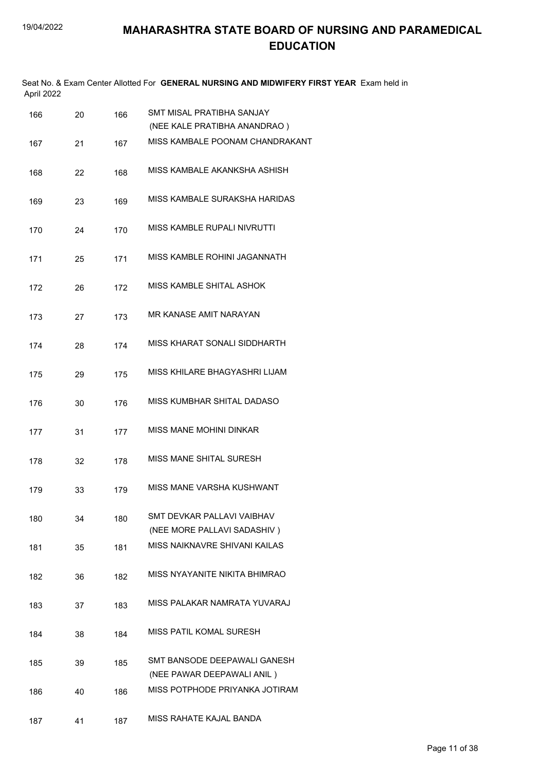# MAHARASHTRA STATE BOARD OF NURSING AND PARAMEDICAL EDUCATION

Seat No. & Exam Center Allotted For **GENERAL NURSING AND MIDWIFERY FIRST YEAR** Exam held in April 2022

| | | | |
|---|---|---|---|
| 166 | 20 | 166 | SMT MISAL PRATIBHA SANJAY (NEE KALE PRATIBHA ANANDRAO ) |
| 167 | 21 | 167 | MISS KAMBALE POONAM CHANDRAKANT |
| 168 | 22 | 168 | MISS KAMBALE AKANKSHA ASHISH |
| 169 | 23 | 169 | MISS KAMBALE SURAKSHA HARIDAS |
| 170 | 24 | 170 | MISS KAMBLE RUPALI NIVRUTTI |
| 171 | 25 | 171 | MISS KAMBLE ROHINI JAGANNATH |
| 172 | 26 | 172 | MISS KAMBLE SHITAL ASHOK |
| 173 | 27 | 173 | MR KANASE AMIT NARAYAN |
| 174 | 28 | 174 | MISS KHARAT SONALI SIDDHARTH |
| 175 | 29 | 175 | MISS KHILARE BHAGYASHRI LIJAM |
| 176 | 30 | 176 | MISS KUMBHAR SHITAL DADASO |
| 177 | 31 | 177 | MISS MANE MOHINI DINKAR |
| 178 | 32 | 178 | MISS MANE SHITAL SURESH |
| 179 | 33 | 179 | MISS MANE VARSHA KUSHWANT |
| 180 | 34 | 180 | SMT DEVKAR PALLAVI VAIBHAV (NEE MORE PALLAVI SADASHIV ) |
| 181 | 35 | 181 | MISS NAIKNAVRE SHIVANI KAILAS |
| 182 | 36 | 182 | MISS NYAYANITE NIKITA BHIMRAO |
| 183 | 37 | 183 | MISS PALAKAR NAMRATA YUVARAJ |
| 184 | 38 | 184 | MISS PATIL KOMAL SURESH |
| 185 | 39 | 185 | SMT BANSODE DEEPAWALI GANESH (NEE PAWAR DEEPAWALI ANIL ) |
| 186 | 40 | 186 | MISS POTPHODE PRIYANKA JOTIRAM |
| 187 | 41 | 187 | MISS RAHATE KAJAL BANDA |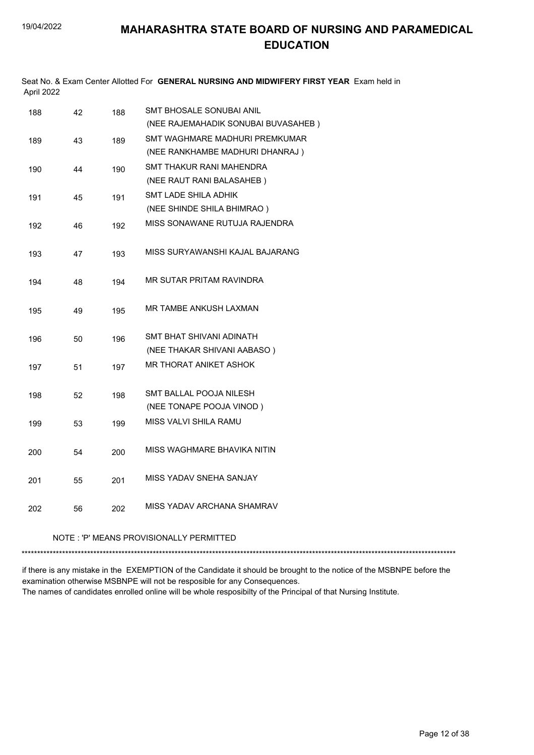# MAHARASHTRA STATE BOARD OF NURSING AND PARAMEDICAL EDUCATION

Seat No. & Exam Center Allotted For **GENERAL NURSING AND MIDWIFERY FIRST YEAR** Exam held in April 2022

| | | | |
|---|---|---|---|
| 188 | 42 | 188 | SMT BHOSALE SONUBAI ANIL<br>(NEE RAJEMAHADIK SONUBAI BUVASAHEB ) |
| 189 | 43 | 189 | SMT WAGHMARE MADHURI PREMKUMAR<br>(NEE RANKHAMBE MADHURI DHANRAJ ) |
| 190 | 44 | 190 | SMT THAKUR RANI MAHENDRA<br>(NEE RAUT RANI BALASAHEB ) |
| 191 | 45 | 191 | SMT LADE SHILA ADHIK<br>(NEE SHINDE SHILA BHIMRAO ) |
| 192 | 46 | 192 | MISS SONAWANE RUTUJA RAJENDRA |
| 193 | 47 | 193 | MISS SURYAWANSHI KAJAL BAJARANG |
| 194 | 48 | 194 | MR SUTAR PRITAM RAVINDRA |
| 195 | 49 | 195 | MR TAMBE ANKUSH LAXMAN |
| 196 | 50 | 196 | SMT BHAT SHIVANI ADINATH<br>(NEE THAKAR SHIVANI AABASO ) |
| 197 | 51 | 197 | MR THORAT ANIKET ASHOK |
| 198 | 52 | 198 | SMT BALLAL POOJA NILESH<br>(NEE TONAPE POOJA VINOD ) |
| 199 | 53 | 199 | MISS VALVI SHILA RAMU |
| 200 | 54 | 200 | MISS WAGHMARE BHAVIKA NITIN |
| 201 | 55 | 201 | MISS YADAV SNEHA SANJAY |
| 202 | 56 | 202 | MISS YADAV ARCHANA SHAMRAV |

NOTE : 'P' MEANS PROVISIONALLY PERMITTED

*******************************************************************************************************************************************

if there is any mistake in the EXEMPTION of the Candidate it should be brought to the notice of the MSBNPE before the examination otherwise MSBNPE will not be resposible for any Consequences.

The names of candidates enrolled online will be whole resposibilty of the Principal of that Nursing Institute.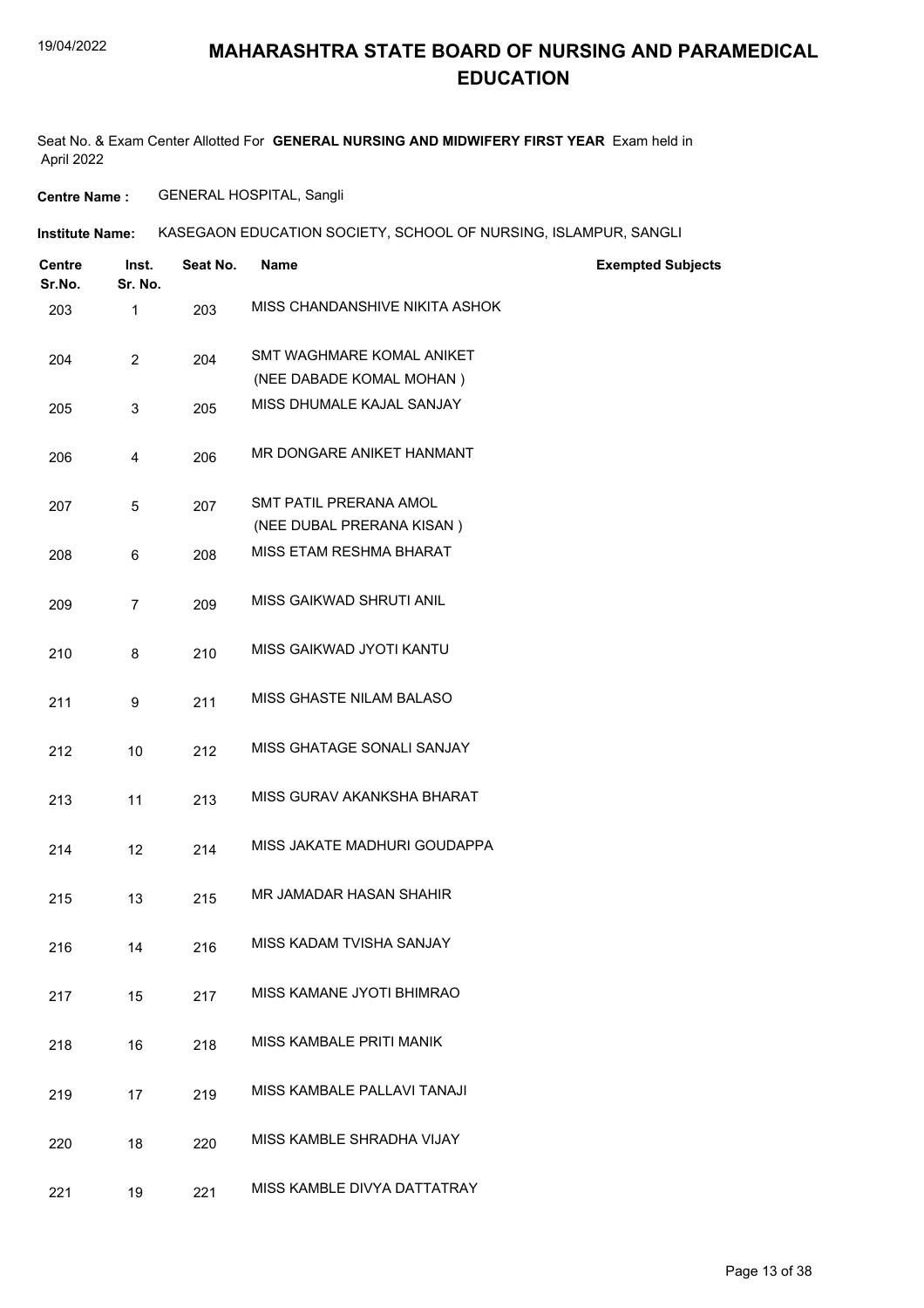# MAHARASHTRA STATE BOARD OF NURSING AND PARAMEDICAL EDUCATION

Seat No. & Exam Center Allotted For **GENERAL NURSING AND MIDWIFERY FIRST YEAR** Exam held in April 2022

**Centre Name :** GENERAL HOSPITAL, Sangli

**Institute Name:** KASEGAON EDUCATION SOCIETY, SCHOOL OF NURSING, ISLAMPUR, SANGLI

| Centre Sr.No. | Inst. Sr. No. | Seat No. | Name | Exempted Subjects |
|---|---|---|---|---|
| 203 | 1 | 203 | MISS CHANDANSHIVE NIKITA ASHOK | |
| 204 | 2 | 204 | SMT WAGHMARE KOMAL ANIKET (NEE DABADE KOMAL MOHAN ) | |
| 205 | 3 | 205 | MISS DHUMALE KAJAL SANJAY | |
| 206 | 4 | 206 | MR DONGARE ANIKET HANMANT | |
| 207 | 5 | 207 | SMT PATIL PRERANA AMOL (NEE DUBAL PRERANA KISAN ) | |
| 208 | 6 | 208 | MISS ETAM RESHMA BHARAT | |
| 209 | 7 | 209 | MISS GAIKWAD SHRUTI ANIL | |
| 210 | 8 | 210 | MISS GAIKWAD JYOTI KANTU | |
| 211 | 9 | 211 | MISS GHASTE NILAM BALASO | |
| 212 | 10 | 212 | MISS GHATAGE SONALI SANJAY | |
| 213 | 11 | 213 | MISS GURAV AKANKSHA BHARAT | |
| 214 | 12 | 214 | MISS JAKATE MADHURI GOUDAPPA | |
| 215 | 13 | 215 | MR JAMADAR HASAN SHAHIR | |
| 216 | 14 | 216 | MISS KADAM TVISHA SANJAY | |
| 217 | 15 | 217 | MISS KAMANE JYOTI BHIMRAO | |
| 218 | 16 | 218 | MISS KAMBALE PRITI MANIK | |
| 219 | 17 | 219 | MISS KAMBALE PALLAVI TANAJI | |
| 220 | 18 | 220 | MISS KAMBLE SHRADHA VIJAY | |
| 221 | 19 | 221 | MISS KAMBLE DIVYA DATTATRAY | |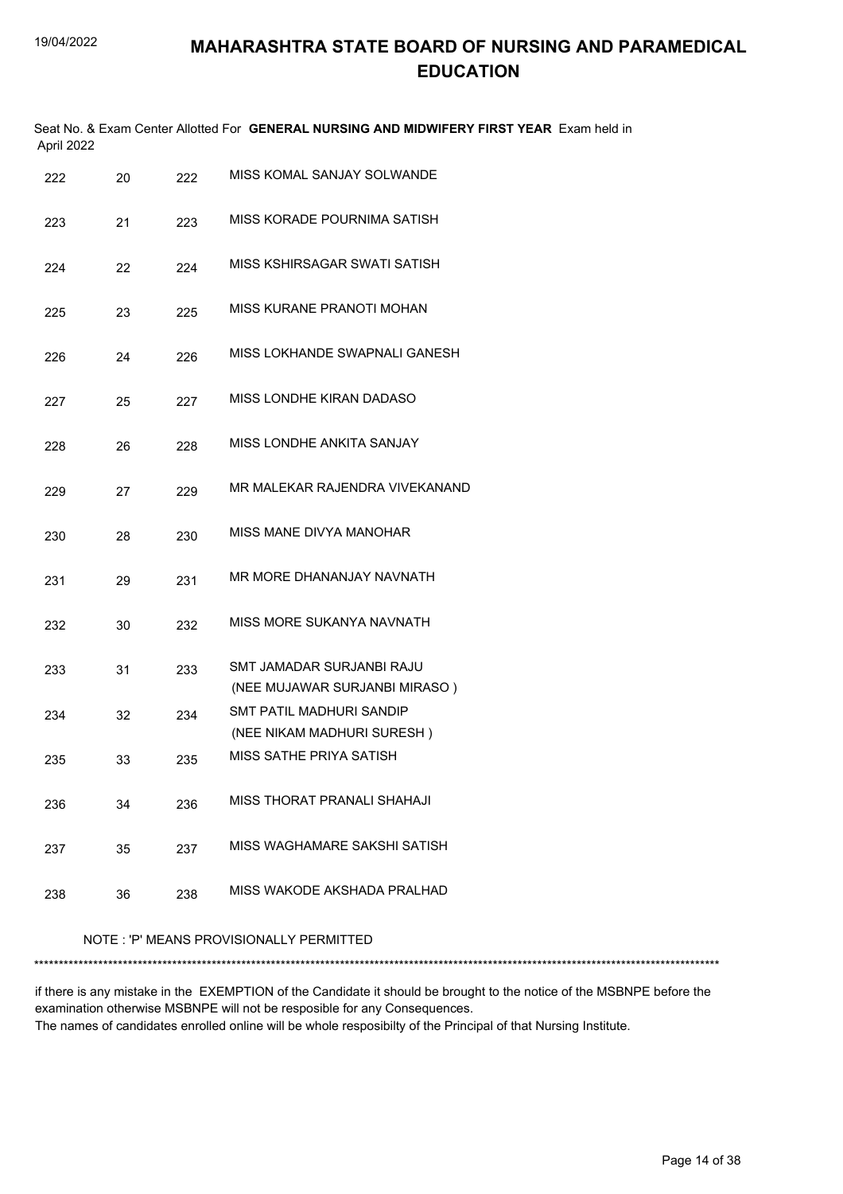# MAHARASHTRA STATE BOARD OF NURSING AND PARAMEDICAL EDUCATION

Seat No. & Exam Center Allotted For **GENERAL NURSING AND MIDWIFERY FIRST YEAR** Exam held in April 2022

| | | | |
|---|---|---|---|
| 222 | 20 | 222 | MISS KOMAL SANJAY SOLWANDE |
| 223 | 21 | 223 | MISS KORADE POURNIMA SATISH |
| 224 | 22 | 224 | MISS KSHIRSAGAR SWATI SATISH |
| 225 | 23 | 225 | MISS KURANE PRANOTI MOHAN |
| 226 | 24 | 226 | MISS LOKHANDE SWAPNALI GANESH |
| 227 | 25 | 227 | MISS LONDHE KIRAN DADASO |
| 228 | 26 | 228 | MISS LONDHE ANKITA SANJAY |
| 229 | 27 | 229 | MR MALEKAR RAJENDRA VIVEKANAND |
| 230 | 28 | 230 | MISS MANE DIVYA MANOHAR |
| 231 | 29 | 231 | MR MORE DHANANJAY NAVNATH |
| 232 | 30 | 232 | MISS MORE SUKANYA NAVNATH |
| 233 | 31 | 233 | SMT JAMADAR SURJANBI RAJU (NEE MUJAWAR SURJANBI MIRASO ) |
| 234 | 32 | 234 | SMT PATIL MADHURI SANDIP (NEE NIKAM MADHURI SURESH ) |
| 235 | 33 | 235 | MISS SATHE PRIYA SATISH |
| 236 | 34 | 236 | MISS THORAT PRANALI SHAHAJI |
| 237 | 35 | 237 | MISS WAGHAMARE SAKSHI SATISH |
| 238 | 36 | 238 | MISS WAKODE AKSHADA PRALHAD |

NOTE : 'P' MEANS PROVISIONALLY PERMITTED

\*\*\*\*\*\*\*\*\*\*\*\*\*\*\*\*\*\*\*\*\*\*\*\*\*\*\*\*\*\*\*\*\*\*\*\*\*\*\*\*\*\*\*\*\*\*\*\*\*\*\*\*\*\*\*\*\*\*\*\*\*\*\*\*\*\*\*\*\*\*\*\*\*\*\*\*

if there is any mistake in the EXEMPTION of the Candidate it should be brought to the notice of the MSBNPE before the examination otherwise MSBNPE will not be resposible for any Consequences.

The names of candidates enrolled online will be whole resposibilty of the Principal of that Nursing Institute.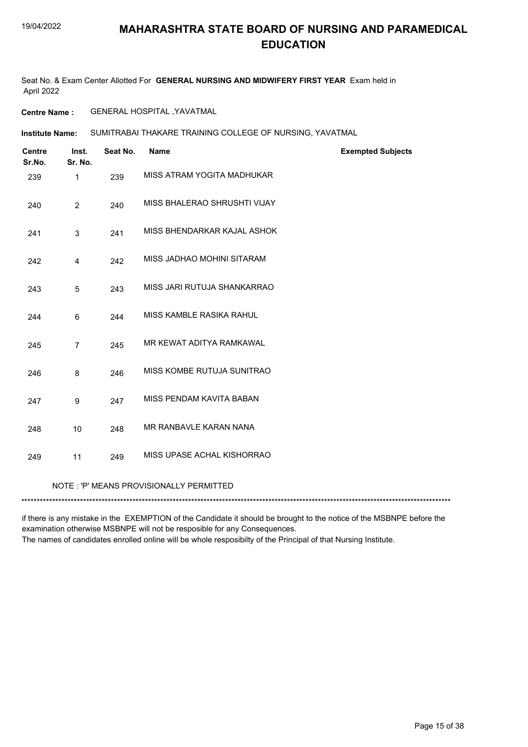# MAHARASHTRA STATE BOARD OF NURSING AND PARAMEDICAL EDUCATION

Seat No. & Exam Center Allotted For **GENERAL NURSING AND MIDWIFERY FIRST YEAR** Exam held in April 2022

**Centre Name :** GENERAL HOSPITAL ,YAVATMAL

**Institute Name:** SUMITRABAI THAKARE TRAINING COLLEGE OF NURSING, YAVATMAL

| Centre Sr.No. | Inst. Sr. No. | Seat No. | Name | Exempted Subjects |
|---|---|---|---|---|
| 239 | 1 | 239 | MISS ATRAM YOGITA MADHUKAR | |
| 240 | 2 | 240 | MISS BHALERAO SHRUSHTI VIJAY | |
| 241 | 3 | 241 | MISS BHENDARKAR KAJAL ASHOK | |
| 242 | 4 | 242 | MISS JADHAO MOHINI SITARAM | |
| 243 | 5 | 243 | MISS JARI RUTUJA SHANKARRAO | |
| 244 | 6 | 244 | MISS KAMBLE RASIKA RAHUL | |
| 245 | 7 | 245 | MR KEWAT ADITYA RAMKAWAL | |
| 246 | 8 | 246 | MISS KOMBE RUTUJA SUNITRAO | |
| 247 | 9 | 247 | MISS PENDAM KAVITA BABAN | |
| 248 | 10 | 248 | MR RANBAVLE KARAN NANA | |
| 249 | 11 | 249 | MISS UPASE ACHAL KISHORRAO | |

NOTE : 'P' MEANS PROVISIONALLY PERMITTED

*******************************************************************************************************************************************

if there is any mistake in the EXEMPTION of the Candidate it should be brought to the notice of the MSBNPE before the examination otherwise MSBNPE will not be resposible for any Consequences.
The names of candidates enrolled online will be whole resposibilty of the Principal of that Nursing Institute.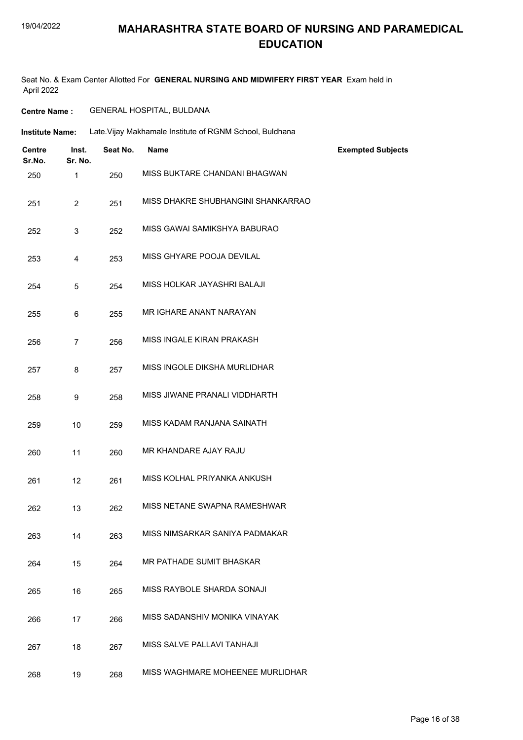# MAHARASHTRA STATE BOARD OF NURSING AND PARAMEDICAL EDUCATION

Seat No. & Exam Center Allotted For **GENERAL NURSING AND MIDWIFERY FIRST YEAR** Exam held in April 2022

**Centre Name :** GENERAL HOSPITAL, BULDANA

**Institute Name:** Late.Vijay Makhamale Institute of RGNM School, Buldhana

| Centre Sr.No. | Inst. Sr. No. | Seat No. | Name | Exempted Subjects |
|---|---|---|---|---|
| 250 | 1 | 250 | MISS BUKTARE CHANDANI BHAGWAN | |
| 251 | 2 | 251 | MISS DHAKRE SHUBHANGINI SHANKARRAO | |
| 252 | 3 | 252 | MISS GAWAI SAMIKSHYA BABURAO | |
| 253 | 4 | 253 | MISS GHYARE POOJA DEVILAL | |
| 254 | 5 | 254 | MISS HOLKAR JAYASHRI BALAJI | |
| 255 | 6 | 255 | MR IGHARE ANANT NARAYAN | |
| 256 | 7 | 256 | MISS INGALE KIRAN PRAKASH | |
| 257 | 8 | 257 | MISS INGOLE DIKSHA MURLIDHAR | |
| 258 | 9 | 258 | MISS JIWANE PRANALI VIDDHARTH | |
| 259 | 10 | 259 | MISS KADAM RANJANA SAINATH | |
| 260 | 11 | 260 | MR KHANDARE AJAY RAJU | |
| 261 | 12 | 261 | MISS KOLHAL PRIYANKA ANKUSH | |
| 262 | 13 | 262 | MISS NETANE SWAPNA RAMESHWAR | |
| 263 | 14 | 263 | MISS NIMSARKAR SANIYA PADMAKAR | |
| 264 | 15 | 264 | MR PATHADE SUMIT BHASKAR | |
| 265 | 16 | 265 | MISS RAYBOLE SHARDA SONAJI | |
| 266 | 17 | 266 | MISS SADANSHIV MONIKA VINAYAK | |
| 267 | 18 | 267 | MISS SALVE PALLAVI TANHAJI | |
| 268 | 19 | 268 | MISS WAGHMARE MOHEENEE MURLIDHAR | |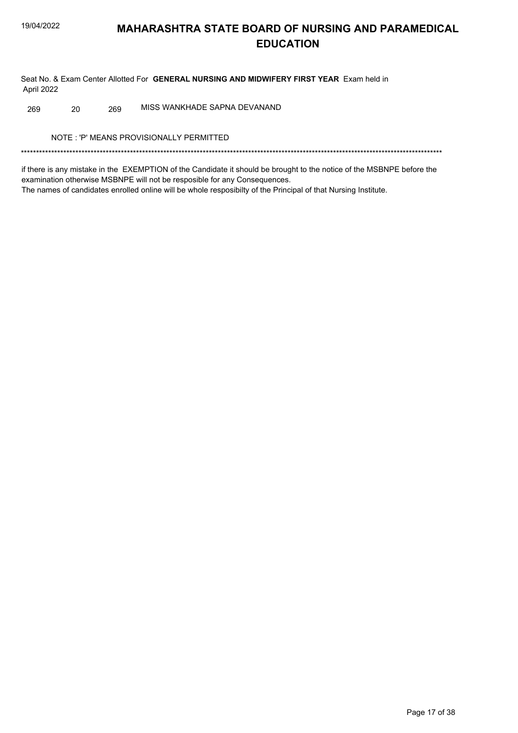# MAHARASHTRA STATE BOARD OF NURSING AND PARAMEDICAL EDUCATION

Seat No. & Exam Center Allotted For **GENERAL NURSING AND MIDWIFERY FIRST YEAR** Exam held in April 2022

| | | | |
|---|---|---|---|
| 269 | 20 | 269 | MISS WANKHADE SAPNA DEVANAND |

NOTE : 'P' MEANS PROVISIONALLY PERMITTED

*******************************************************************************************************************************************

if there is any mistake in the EXEMPTION of the Candidate it should be brought to the notice of the MSBNPE before the examination otherwise MSBNPE will not be resposible for any Consequences.
The names of candidates enrolled online will be whole resposibilty of the Principal of that Nursing Institute.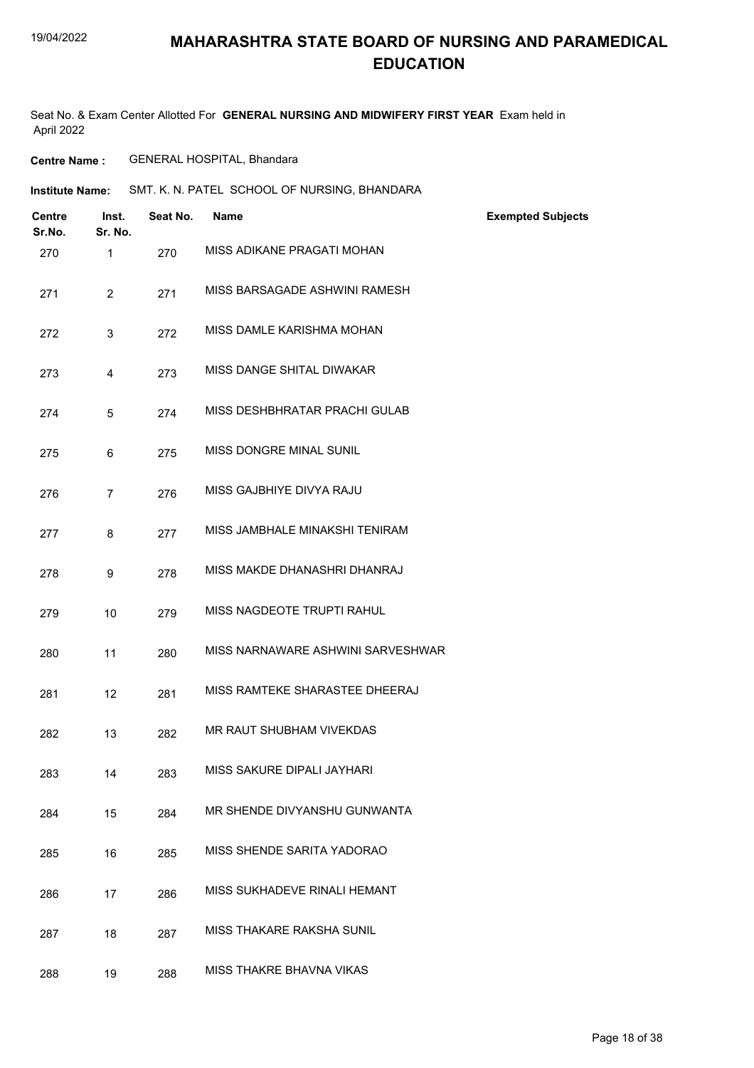# MAHARASHTRA STATE BOARD OF NURSING AND PARAMEDICAL EDUCATION

Seat No. & Exam Center Allotted For **GENERAL NURSING AND MIDWIFERY FIRST YEAR** Exam held in April 2022

**Centre Name :** GENERAL HOSPITAL, Bhandara

**Institute Name:** SMT. K. N. PATEL SCHOOL OF NURSING, BHANDARA

| Centre Sr.No. | Inst. Sr. No. | Seat No. | Name | Exempted Subjects |
|---|---|---|---|---|
| 270 | 1 | 270 | MISS ADIKANE PRAGATI MOHAN | |
| 271 | 2 | 271 | MISS BARSAGADE ASHWINI RAMESH | |
| 272 | 3 | 272 | MISS DAMLE KARISHMA MOHAN | |
| 273 | 4 | 273 | MISS DANGE SHITAL DIWAKAR | |
| 274 | 5 | 274 | MISS DESHBHRATAR PRACHI GULAB | |
| 275 | 6 | 275 | MISS DONGRE MINAL SUNIL | |
| 276 | 7 | 276 | MISS GAJBHIYE DIVYA RAJU | |
| 277 | 8 | 277 | MISS JAMBHALE MINAKSHI TENIRAM | |
| 278 | 9 | 278 | MISS MAKDE DHANASHRI DHANRAJ | |
| 279 | 10 | 279 | MISS NAGDEOTE TRUPTI RAHUL | |
| 280 | 11 | 280 | MISS NARNAWARE ASHWINI SARVESHWAR | |
| 281 | 12 | 281 | MISS RAMTEKE SHARASTEE DHEERAJ | |
| 282 | 13 | 282 | MR RAUT SHUBHAM VIVEKDAS | |
| 283 | 14 | 283 | MISS SAKURE DIPALI JAYHARI | |
| 284 | 15 | 284 | MR SHENDE DIVYANSHU GUNWANTA | |
| 285 | 16 | 285 | MISS SHENDE SARITA YADORAO | |
| 286 | 17 | 286 | MISS SUKHADEVE RINALI HEMANT | |
| 287 | 18 | 287 | MISS THAKARE RAKSHA SUNIL | |
| 288 | 19 | 288 | MISS THAKRE BHAVNA VIKAS | |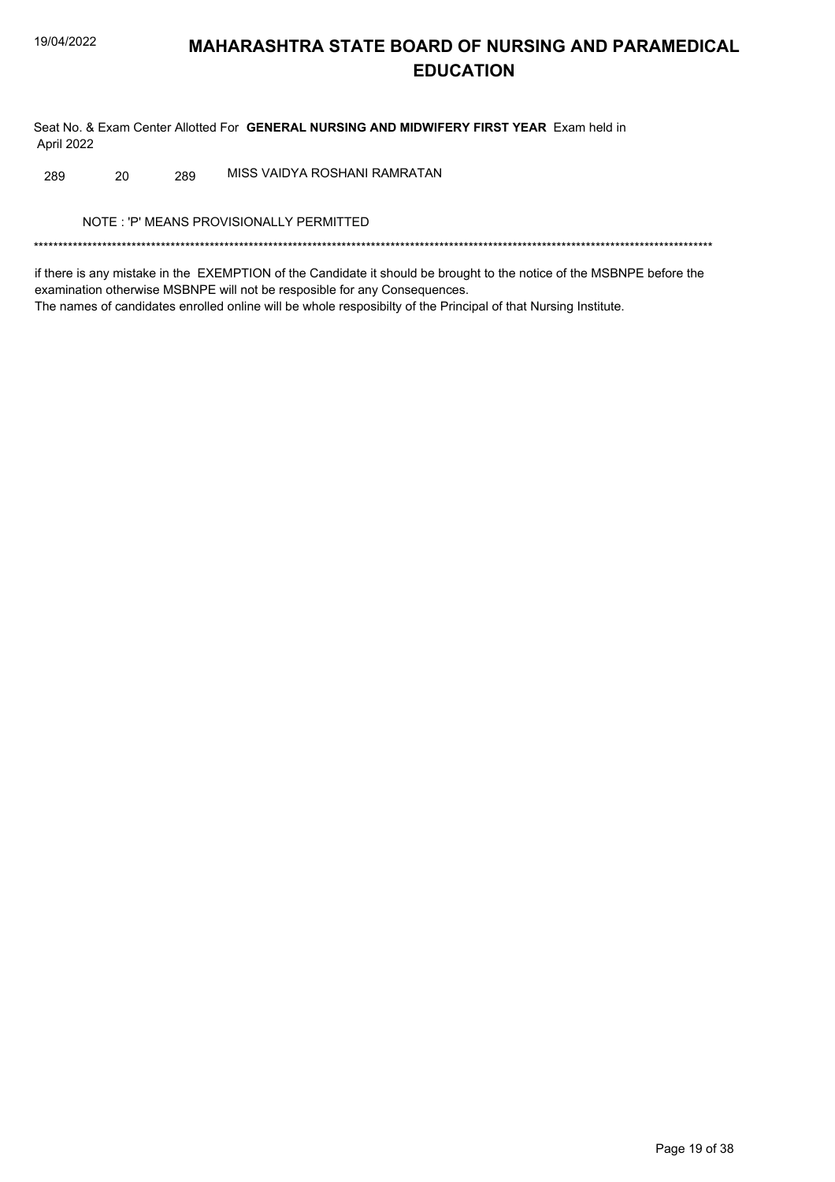# MAHARASHTRA STATE BOARD OF NURSING AND PARAMEDICAL EDUCATION

Seat No. & Exam Center Allotted For **GENERAL NURSING AND MIDWIFERY FIRST YEAR** Exam held in April 2022

| | | | |
|---|---|---|---|
| 289 | 20 | 289 | MISS VAIDYA ROSHANI RAMRATAN |

NOTE : 'P' MEANS PROVISIONALLY PERMITTED

*******************************************************************************************************************************************

if there is any mistake in the EXEMPTION of the Candidate it should be brought to the notice of the MSBNPE before the examination otherwise MSBNPE will not be resposible for any Consequences.
The names of candidates enrolled online will be whole resposibilty of the Principal of that Nursing Institute.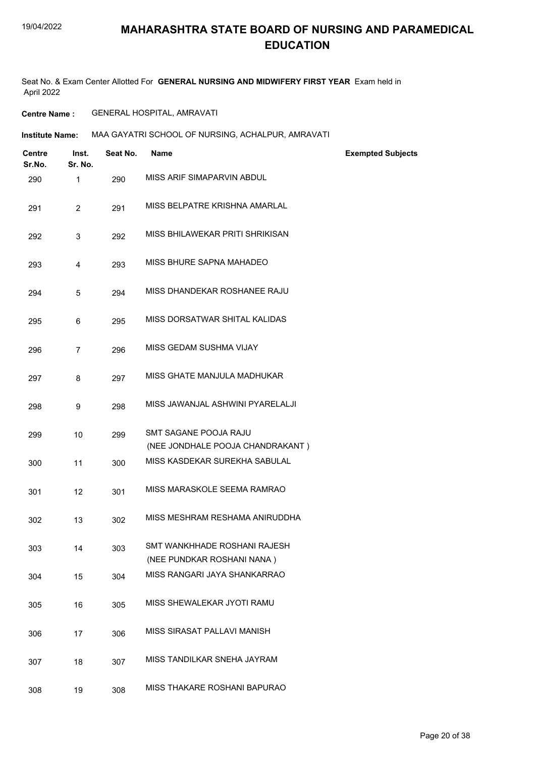# MAHARASHTRA STATE BOARD OF NURSING AND PARAMEDICAL EDUCATION

Seat No. & Exam Center Allotted For **GENERAL NURSING AND MIDWIFERY FIRST YEAR** Exam held in April 2022

**Centre Name :** GENERAL HOSPITAL, AMRAVATI

**Institute Name:** MAA GAYATRI SCHOOL OF NURSING, ACHALPUR, AMRAVATI

| Centre Sr.No. | Inst. Sr. No. | Seat No. | Name | Exempted Subjects |
|---|---|---|---|---|
| 290 | 1 | 290 | MISS ARIF SIMAPARVIN ABDUL | |
| 291 | 2 | 291 | MISS BELPATRE KRISHNA AMARLAL | |
| 292 | 3 | 292 | MISS BHILAWEKAR PRITI SHRIKISAN | |
| 293 | 4 | 293 | MISS BHURE SAPNA MAHADEO | |
| 294 | 5 | 294 | MISS DHANDEKAR ROSHANEE RAJU | |
| 295 | 6 | 295 | MISS DORSATWAR SHITAL KALIDAS | |
| 296 | 7 | 296 | MISS GEDAM SUSHMA VIJAY | |
| 297 | 8 | 297 | MISS GHATE MANJULA MADHUKAR | |
| 298 | 9 | 298 | MISS JAWANJAL ASHWINI PYARELALJI | |
| 299 | 10 | 299 | SMT SAGANE POOJA RAJU (NEE JONDHALE POOJA CHANDRAKANT ) | |
| 300 | 11 | 300 | MISS KASDEKAR SUREKHA SABULAL | |
| 301 | 12 | 301 | MISS MARASKOLE SEEMA RAMRAO | |
| 302 | 13 | 302 | MISS MESHRAM RESHAMA ANIRUDDHA | |
| 303 | 14 | 303 | SMT WANKHHADE ROSHANI RAJESH (NEE PUNDKAR ROSHANI NANA ) | |
| 304 | 15 | 304 | MISS RANGARI JAYA SHANKARRAO | |
| 305 | 16 | 305 | MISS SHEWALEKAR JYOTI RAMU | |
| 306 | 17 | 306 | MISS SIRASAT PALLAVI MANISH | |
| 307 | 18 | 307 | MISS TANDILKAR SNEHA JAYRAM | |
| 308 | 19 | 308 | MISS THAKARE ROSHANI BAPURAO | |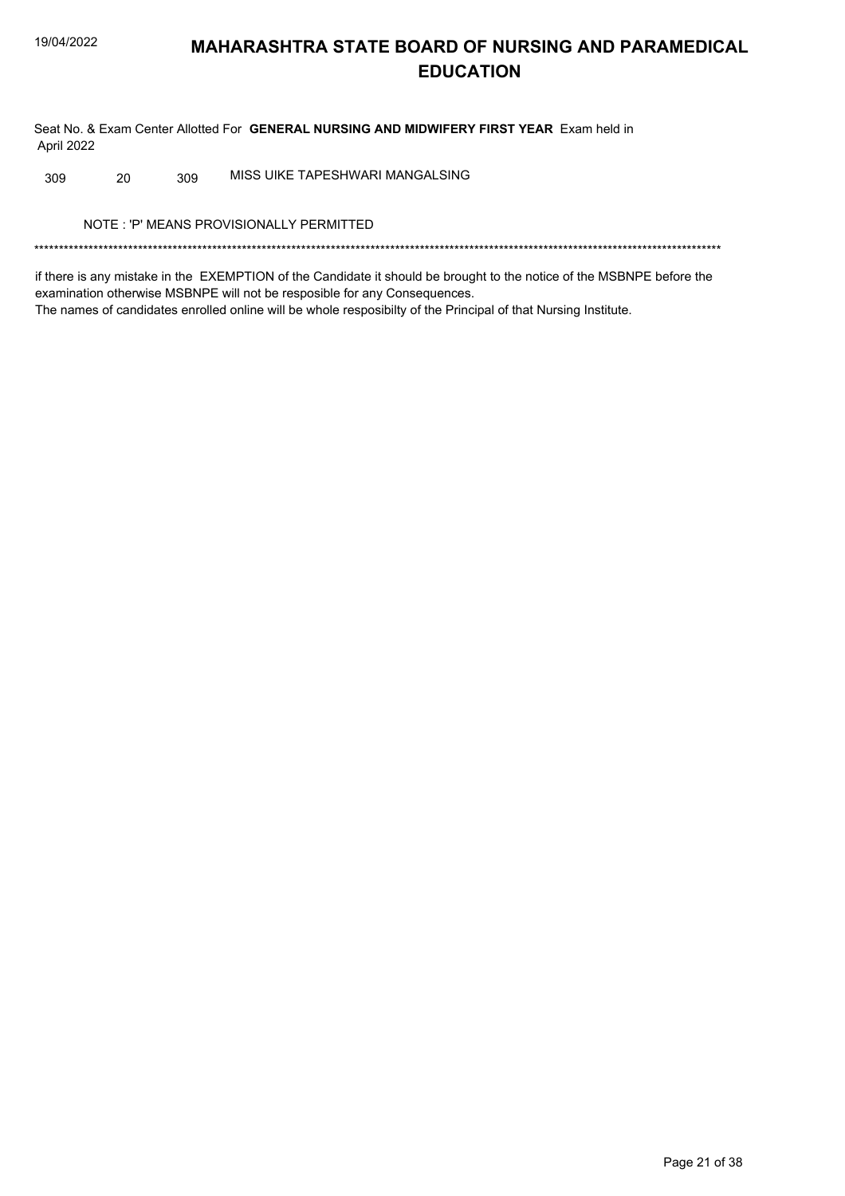# MAHARASHTRA STATE BOARD OF NURSING AND PARAMEDICAL EDUCATION

Seat No. & Exam Center Allotted For **GENERAL NURSING AND MIDWIFERY FIRST YEAR** Exam held in April 2022

| | | | |
|---|---|---|---|
| 309 | 20 | 309 | MISS UIKE TAPESHWARI MANGALSING |

NOTE : 'P' MEANS PROVISIONALLY PERMITTED

*******************************************************************************************************************************************

if there is any mistake in the EXEMPTION of the Candidate it should be brought to the notice of the MSBNPE before the examination otherwise MSBNPE will not be resposible for any Consequences.
The names of candidates enrolled online will be whole resposibilty of the Principal of that Nursing Institute.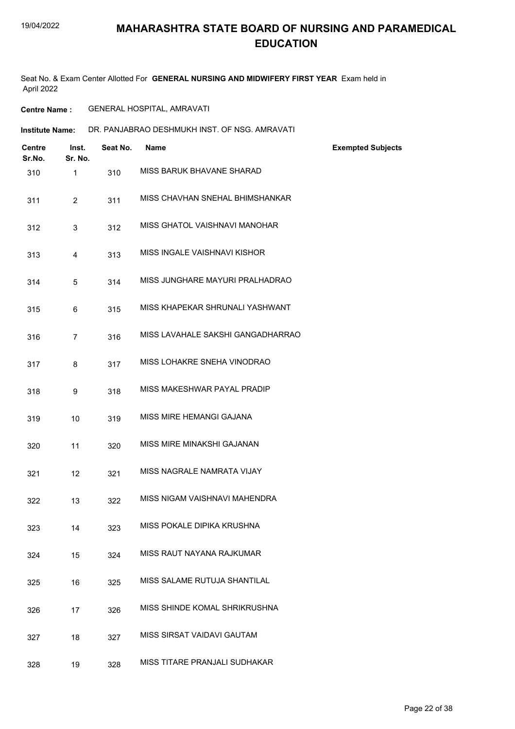# MAHARASHTRA STATE BOARD OF NURSING AND PARAMEDICAL EDUCATION

Seat No. & Exam Center Allotted For **GENERAL NURSING AND MIDWIFERY FIRST YEAR** Exam held in April 2022

**Centre Name :** GENERAL HOSPITAL, AMRAVATI

**Institute Name:** DR. PANJABRAO DESHMUKH INST. OF NSG. AMRAVATI

| Centre Sr.No. | Inst. Sr. No. | Seat No. | Name | Exempted Subjects |
|---|---|---|---|---|
| 310 | 1 | 310 | MISS BARUK BHAVANE SHARAD | |
| 311 | 2 | 311 | MISS CHAVHAN SNEHAL BHIMSHANKAR | |
| 312 | 3 | 312 | MISS GHATOL VAISHNAVI MANOHAR | |
| 313 | 4 | 313 | MISS INGALE VAISHNAVI KISHOR | |
| 314 | 5 | 314 | MISS JUNGHARE MAYURI PRALHADRAO | |
| 315 | 6 | 315 | MISS KHAPEKAR SHRUNALI YASHWANT | |
| 316 | 7 | 316 | MISS LAVAHALE SAKSHI GANGADHARRAO | |
| 317 | 8 | 317 | MISS LOHAKRE SNEHA VINODRAO | |
| 318 | 9 | 318 | MISS MAKESHWAR PAYAL PRADIP | |
| 319 | 10 | 319 | MISS MIRE HEMANGI GAJANA | |
| 320 | 11 | 320 | MISS MIRE MINAKSHI GAJANAN | |
| 321 | 12 | 321 | MISS NAGRALE NAMRATA VIJAY | |
| 322 | 13 | 322 | MISS NIGAM VAISHNAVI MAHENDRA | |
| 323 | 14 | 323 | MISS POKALE DIPIKA KRUSHNA | |
| 324 | 15 | 324 | MISS RAUT NAYANA RAJKUMAR | |
| 325 | 16 | 325 | MISS SALAME RUTUJA SHANTILAL | |
| 326 | 17 | 326 | MISS SHINDE KOMAL SHRIKRUSHNA | |
| 327 | 18 | 327 | MISS SIRSAT VAIDAVI GAUTAM | |
| 328 | 19 | 328 | MISS TITARE PRANJALI SUDHAKAR | |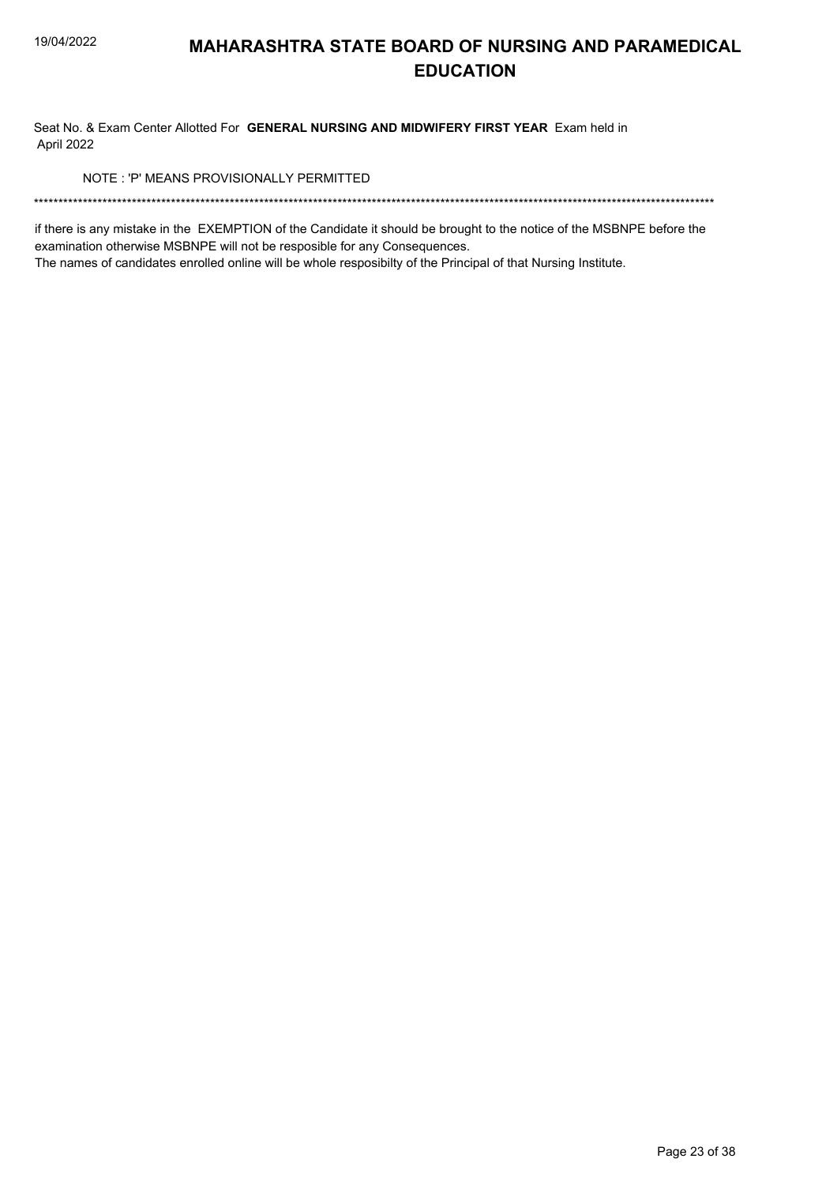# MAHARASHTRA STATE BOARD OF NURSING AND PARAMEDICAL EDUCATION

Seat No. & Exam Center Allotted For **GENERAL NURSING AND MIDWIFERY FIRST YEAR** Exam held in April 2022

NOTE : 'P' MEANS PROVISIONALLY PERMITTED

**********************************************************************************************************************************************

if there is any mistake in the EXEMPTION of the Candidate it should be brought to the notice of the MSBNPE before the examination otherwise MSBNPE will not be resposible for any Consequences.
The names of candidates enrolled online will be whole resposibilty of the Principal of that Nursing Institute.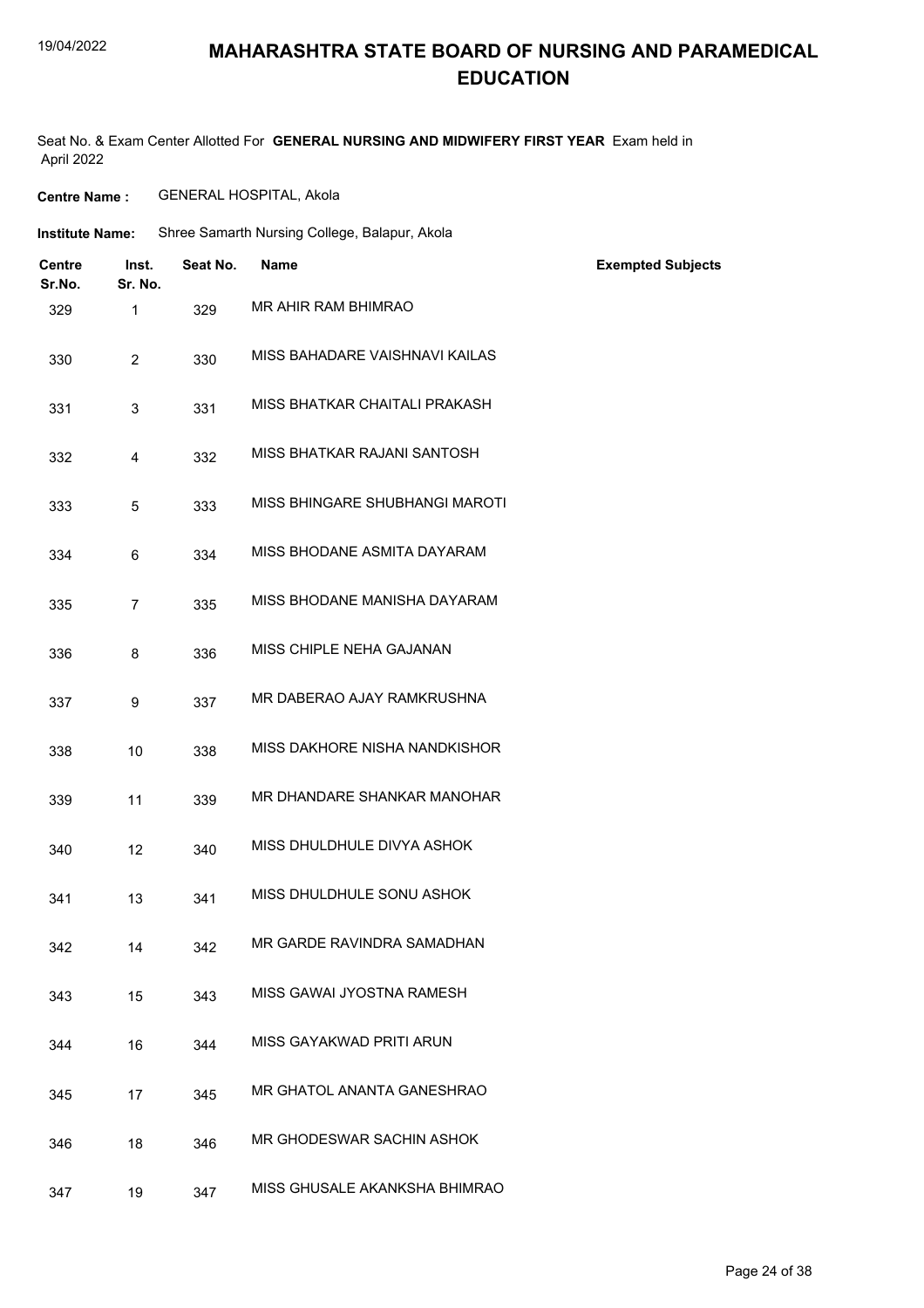# MAHARASHTRA STATE BOARD OF NURSING AND PARAMEDICAL EDUCATION

Seat No. & Exam Center Allotted For **GENERAL NURSING AND MIDWIFERY FIRST YEAR** Exam held in April 2022

**Centre Name :** GENERAL HOSPITAL, Akola

**Institute Name:** Shree Samarth Nursing College, Balapur, Akola

| Centre Sr.No. | Inst. Sr. No. | Seat No. | Name | Exempted Subjects |
|---|---|---|---|---|
| 329 | 1 | 329 | MR AHIR RAM BHIMRAO | |
| 330 | 2 | 330 | MISS BAHADARE VAISHNAVI KAILAS | |
| 331 | 3 | 331 | MISS BHATKAR CHAITALI PRAKASH | |
| 332 | 4 | 332 | MISS BHATKAR RAJANI SANTOSH | |
| 333 | 5 | 333 | MISS BHINGARE SHUBHANGI MAROTI | |
| 334 | 6 | 334 | MISS BHODANE ASMITA DAYARAM | |
| 335 | 7 | 335 | MISS BHODANE MANISHA DAYARAM | |
| 336 | 8 | 336 | MISS CHIPLE NEHA GAJANAN | |
| 337 | 9 | 337 | MR DABERAO AJAY RAMKRUSHNA | |
| 338 | 10 | 338 | MISS DAKHORE NISHA NANDKISHOR | |
| 339 | 11 | 339 | MR DHANDARE SHANKAR MANOHAR | |
| 340 | 12 | 340 | MISS DHULDHULE DIVYA ASHOK | |
| 341 | 13 | 341 | MISS DHULDHULE SONU ASHOK | |
| 342 | 14 | 342 | MR GARDE RAVINDRA SAMADHAN | |
| 343 | 15 | 343 | MISS GAWAI JYOSTNA RAMESH | |
| 344 | 16 | 344 | MISS GAYAKWAD PRITI ARUN | |
| 345 | 17 | 345 | MR GHATOL ANANTA GANESHRAO | |
| 346 | 18 | 346 | MR GHODESWAR SACHIN ASHOK | |
| 347 | 19 | 347 | MISS GHUSALE AKANKSHA BHIMRAO | |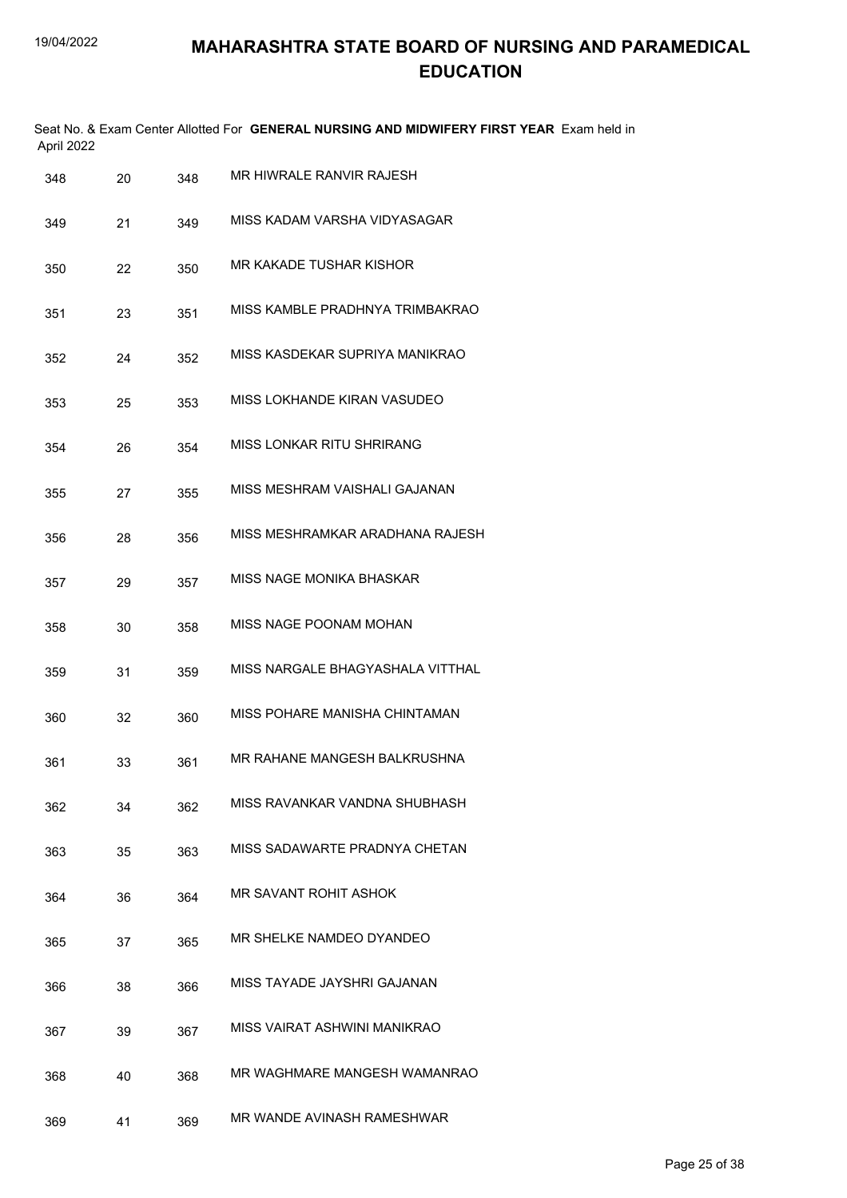# MAHARASHTRA STATE BOARD OF NURSING AND PARAMEDICAL EDUCATION

Seat No. & Exam Center Allotted For **GENERAL NURSING AND MIDWIFERY FIRST YEAR** Exam held in April 2022

| | | | |
|---|---|---|---|
| 348 | 20 | 348 | MR HIWRALE RANVIR RAJESH |
| 349 | 21 | 349 | MISS KADAM VARSHA VIDYASAGAR |
| 350 | 22 | 350 | MR KAKADE TUSHAR KISHOR |
| 351 | 23 | 351 | MISS KAMBLE PRADHNYA TRIMBAKRAO |
| 352 | 24 | 352 | MISS KASDEKAR SUPRIYA MANIKRAO |
| 353 | 25 | 353 | MISS LOKHANDE KIRAN VASUDEO |
| 354 | 26 | 354 | MISS LONKAR RITU SHRIRANG |
| 355 | 27 | 355 | MISS MESHRAM VAISHALI GAJANAN |
| 356 | 28 | 356 | MISS MESHRAMKAR ARADHANA RAJESH |
| 357 | 29 | 357 | MISS NAGE MONIKA BHASKAR |
| 358 | 30 | 358 | MISS NAGE POONAM MOHAN |
| 359 | 31 | 359 | MISS NARGALE BHAGYASHALA VITTHAL |
| 360 | 32 | 360 | MISS POHARE MANISHA CHINTAMAN |
| 361 | 33 | 361 | MR RAHANE MANGESH BALKRUSHNA |
| 362 | 34 | 362 | MISS RAVANKAR VANDNA SHUBHASH |
| 363 | 35 | 363 | MISS SADAWARTE PRADNYA CHETAN |
| 364 | 36 | 364 | MR SAVANT ROHIT ASHOK |
| 365 | 37 | 365 | MR SHELKE NAMDEO DYANDEO |
| 366 | 38 | 366 | MISS TAYADE JAYSHRI GAJANAN |
| 367 | 39 | 367 | MISS VAIRAT ASHWINI MANIKRAO |
| 368 | 40 | 368 | MR WAGHMARE MANGESH WAMANRAO |
| 369 | 41 | 369 | MR WANDE AVINASH RAMESHWAR |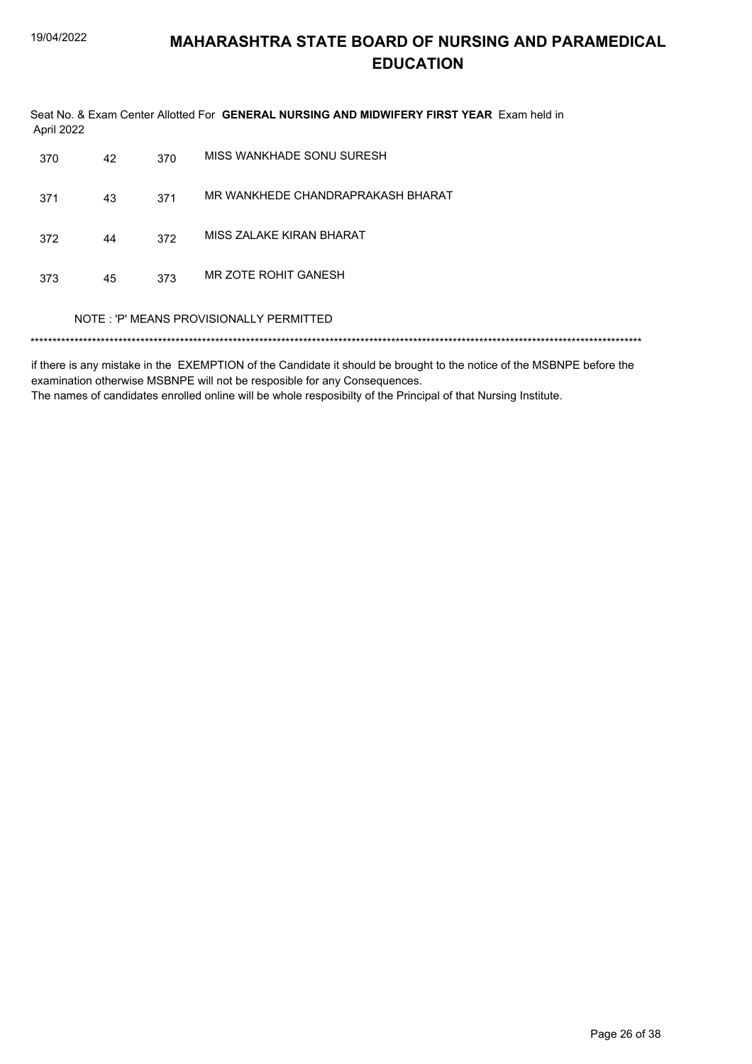# MAHARASHTRA STATE BOARD OF NURSING AND PARAMEDICAL EDUCATION

Seat No. & Exam Center Allotted For **GENERAL NURSING AND MIDWIFERY FIRST YEAR** Exam held in April 2022

| | | | |
|---|---|---|---|
| 370 | 42 | 370 | MISS WANKHADE SONU SURESH |
| 371 | 43 | 371 | MR WANKHEDE CHANDRAPRAKASH BHARAT |
| 372 | 44 | 372 | MISS ZALAKE KIRAN BHARAT |
| 373 | 45 | 373 | MR ZOTE ROHIT GANESH |

NOTE : 'P' MEANS PROVISIONALLY PERMITTED

*******************************************************************************************************************************************

if there is any mistake in the EXEMPTION of the Candidate it should be brought to the notice of the MSBNPE before the examination otherwise MSBNPE will not be resposible for any Consequences.
The names of candidates enrolled online will be whole resposibilty of the Principal of that Nursing Institute.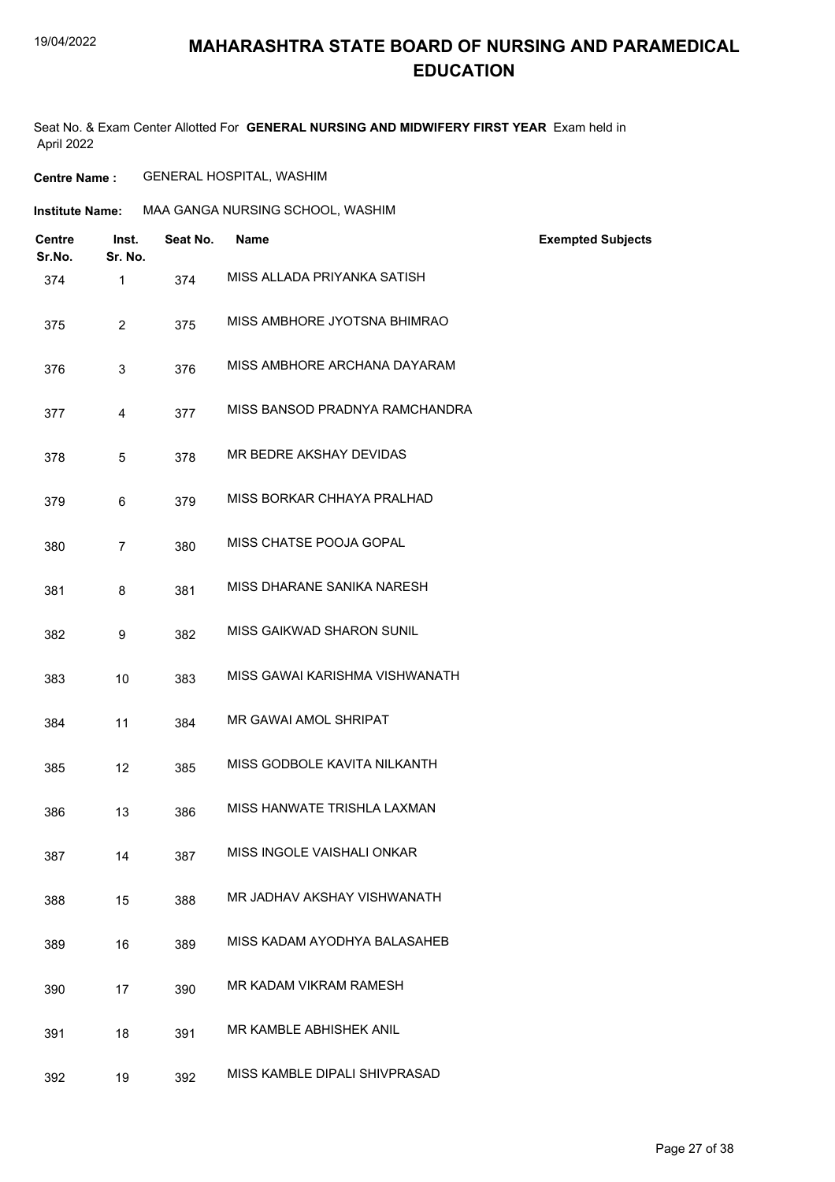# MAHARASHTRA STATE BOARD OF NURSING AND PARAMEDICAL EDUCATION

Seat No. & Exam Center Allotted For **GENERAL NURSING AND MIDWIFERY FIRST YEAR** Exam held in April 2022

**Centre Name :** GENERAL HOSPITAL, WASHIM

**Institute Name:** MAA GANGA NURSING SCHOOL, WASHIM

| Centre Sr.No. | Inst. Sr. No. | Seat No. | Name | Exempted Subjects |
|---|---|---|---|---|
| 374 | 1 | 374 | MISS ALLADA PRIYANKA SATISH | |
| 375 | 2 | 375 | MISS AMBHORE JYOTSNA BHIMRAO | |
| 376 | 3 | 376 | MISS AMBHORE ARCHANA DAYARAM | |
| 377 | 4 | 377 | MISS BANSOD PRADNYA RAMCHANDRA | |
| 378 | 5 | 378 | MR BEDRE AKSHAY DEVIDAS | |
| 379 | 6 | 379 | MISS BORKAR CHHAYA PRALHAD | |
| 380 | 7 | 380 | MISS CHATSE POOJA GOPAL | |
| 381 | 8 | 381 | MISS DHARANE SANIKA NARESH | |
| 382 | 9 | 382 | MISS GAIKWAD SHARON SUNIL | |
| 383 | 10 | 383 | MISS GAWAI KARISHMA VISHWANATH | |
| 384 | 11 | 384 | MR GAWAI AMOL SHRIPAT | |
| 385 | 12 | 385 | MISS GODBOLE KAVITA NILKANTH | |
| 386 | 13 | 386 | MISS HANWATE TRISHLA LAXMAN | |
| 387 | 14 | 387 | MISS INGOLE VAISHALI ONKAR | |
| 388 | 15 | 388 | MR JADHAV AKSHAY VISHWANATH | |
| 389 | 16 | 389 | MISS KADAM AYODHYA BALASAHEB | |
| 390 | 17 | 390 | MR KADAM VIKRAM RAMESH | |
| 391 | 18 | 391 | MR KAMBLE ABHISHEK ANIL | |
| 392 | 19 | 392 | MISS KAMBLE DIPALI SHIVPRASAD | |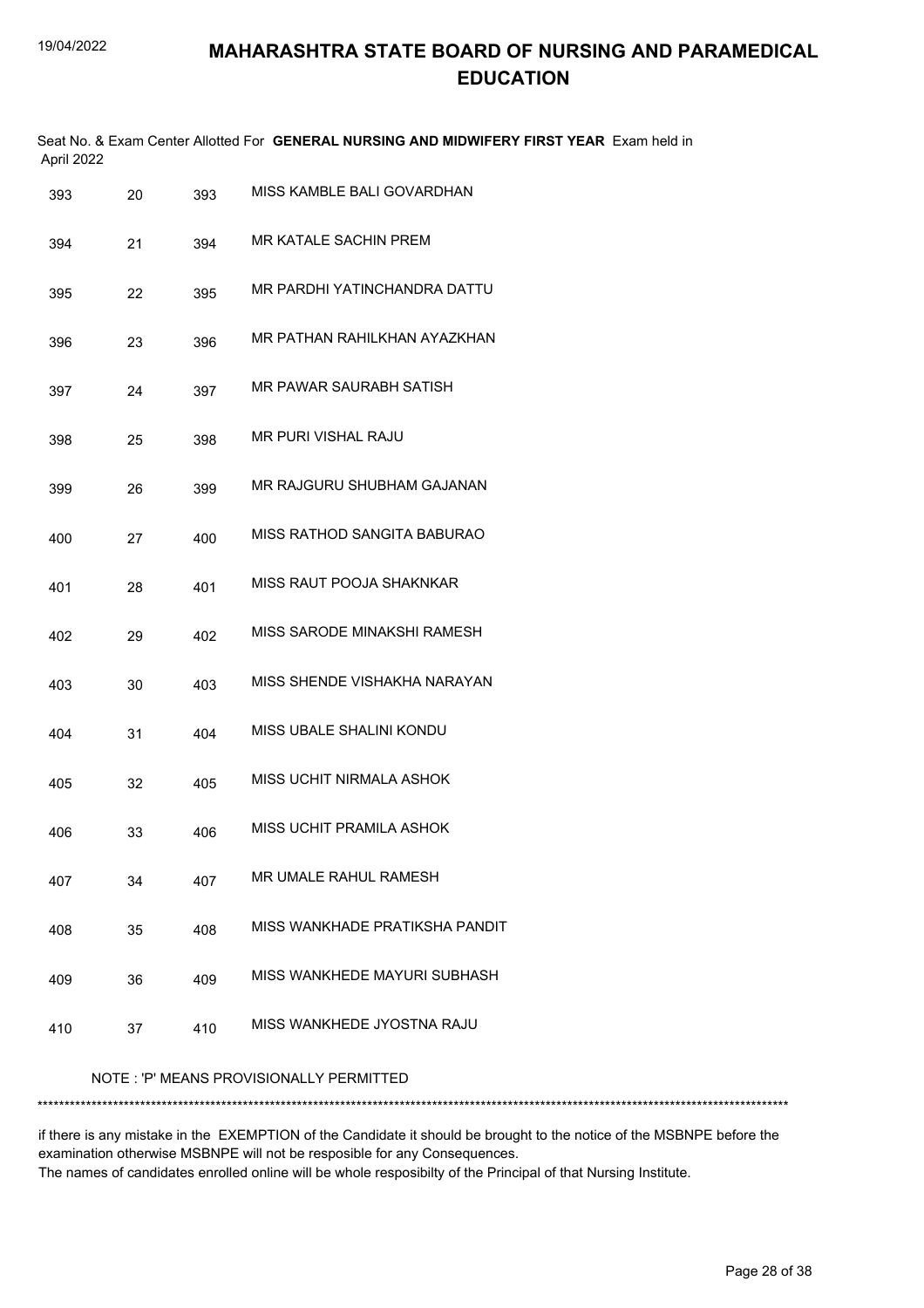# MAHARASHTRA STATE BOARD OF NURSING AND PARAMEDICAL EDUCATION

Seat No. & Exam Center Allotted For **GENERAL NURSING AND MIDWIFERY FIRST YEAR** Exam held in April 2022

| | | | |
|---|---|---|---|
| 393 | 20 | 393 | MISS KAMBLE BALI GOVARDHAN |
| 394 | 21 | 394 | MR KATALE SACHIN PREM |
| 395 | 22 | 395 | MR PARDHI YATINCHANDRA DATTU |
| 396 | 23 | 396 | MR PATHAN RAHILKHAN AYAZKHAN |
| 397 | 24 | 397 | MR PAWAR SAURABH SATISH |
| 398 | 25 | 398 | MR PURI VISHAL RAJU |
| 399 | 26 | 399 | MR RAJGURU SHUBHAM GAJANAN |
| 400 | 27 | 400 | MISS RATHOD SANGITA BABURAO |
| 401 | 28 | 401 | MISS RAUT POOJA SHAKNKAR |
| 402 | 29 | 402 | MISS SARODE MINAKSHI RAMESH |
| 403 | 30 | 403 | MISS SHENDE VISHAKHA NARAYAN |
| 404 | 31 | 404 | MISS UBALE SHALINI KONDU |
| 405 | 32 | 405 | MISS UCHIT NIRMALA ASHOK |
| 406 | 33 | 406 | MISS UCHIT PRAMILA ASHOK |
| 407 | 34 | 407 | MR UMALE RAHUL RAMESH |
| 408 | 35 | 408 | MISS WANKHADE PRATIKSHA PANDIT |
| 409 | 36 | 409 | MISS WANKHEDE MAYURI SUBHASH |
| 410 | 37 | 410 | MISS WANKHEDE JYOSTNA RAJU |

NOTE : 'P' MEANS PROVISIONALLY PERMITTED

*******************************************************************************************************************************************

if there is any mistake in the EXEMPTION of the Candidate it should be brought to the notice of the MSBNPE before the examination otherwise MSBNPE will not be resposible for any Consequences.
The names of candidates enrolled online will be whole resposibilty of the Principal of that Nursing Institute.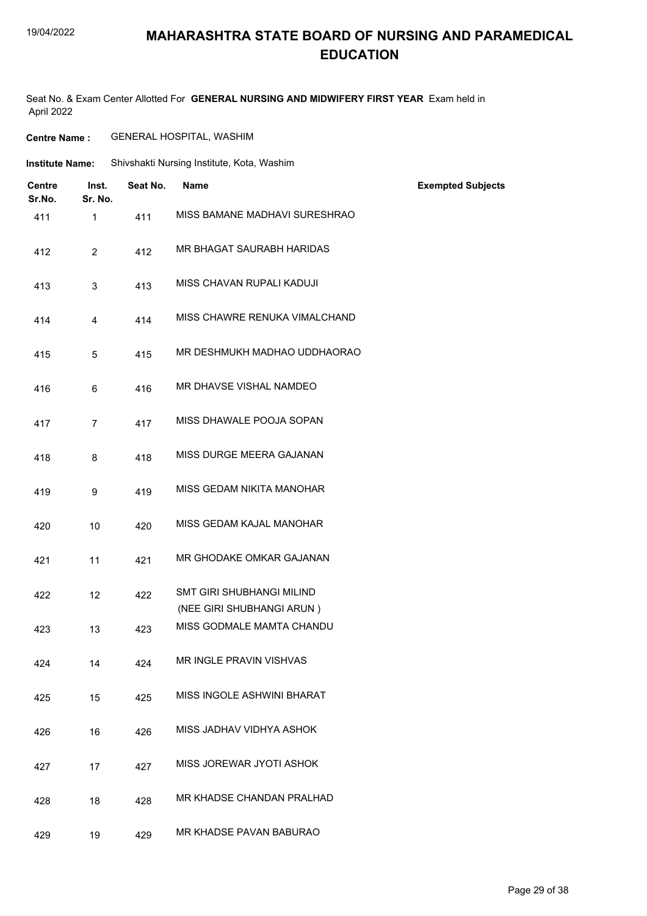# MAHARASHTRA STATE BOARD OF NURSING AND PARAMEDICAL EDUCATION

Seat No. & Exam Center Allotted For **GENERAL NURSING AND MIDWIFERY FIRST YEAR** Exam held in April 2022

**Centre Name :** GENERAL HOSPITAL, WASHIM

**Institute Name:** Shivshakti Nursing Institute, Kota, Washim

| Centre Sr.No. | Inst. Sr. No. | Seat No. | Name | Exempted Subjects |
|---|---|---|---|---|
| 411 | 1 | 411 | MISS BAMANE MADHAVI SURESHRAO | |
| 412 | 2 | 412 | MR BHAGAT SAURABH HARIDAS | |
| 413 | 3 | 413 | MISS CHAVAN RUPALI KADUJI | |
| 414 | 4 | 414 | MISS CHAWRE RENUKA VIMALCHAND | |
| 415 | 5 | 415 | MR DESHMUKH MADHAO UDDHAORAO | |
| 416 | 6 | 416 | MR DHAVSE VISHAL NAMDEO | |
| 417 | 7 | 417 | MISS DHAWALE POOJA SOPAN | |
| 418 | 8 | 418 | MISS DURGE MEERA GAJANAN | |
| 419 | 9 | 419 | MISS GEDAM NIKITA MANOHAR | |
| 420 | 10 | 420 | MISS GEDAM KAJAL MANOHAR | |
| 421 | 11 | 421 | MR GHODAKE OMKAR GAJANAN | |
| 422 | 12 | 422 | SMT GIRI SHUBHANGI MILIND (NEE GIRI SHUBHANGI ARUN ) | |
| 423 | 13 | 423 | MISS GODMALE MAMTA CHANDU | |
| 424 | 14 | 424 | MR INGLE PRAVIN VISHVAS | |
| 425 | 15 | 425 | MISS INGOLE ASHWINI BHARAT | |
| 426 | 16 | 426 | MISS JADHAV VIDHYA ASHOK | |
| 427 | 17 | 427 | MISS JOREWAR JYOTI ASHOK | |
| 428 | 18 | 428 | MR KHADSE CHANDAN PRALHAD | |
| 429 | 19 | 429 | MR KHADSE PAVAN BABURAO | |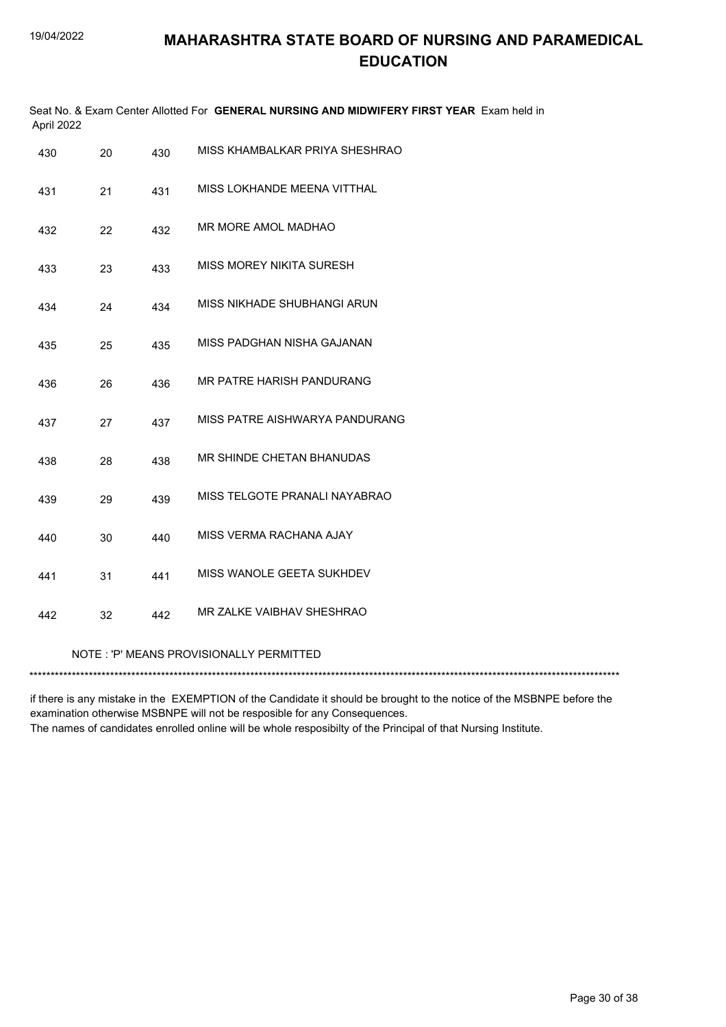# MAHARASHTRA STATE BOARD OF NURSING AND PARAMEDICAL EDUCATION

Seat No. & Exam Center Allotted For **GENERAL NURSING AND MIDWIFERY FIRST YEAR** Exam held in April 2022

| | | | |
|---|---|---|---|
| 430 | 20 | 430 | MISS KHAMBALKAR PRIYA SHESHRAO |
| 431 | 21 | 431 | MISS LOKHANDE MEENA VITTHAL |
| 432 | 22 | 432 | MR MORE AMOL MADHAO |
| 433 | 23 | 433 | MISS MOREY NIKITA SURESH |
| 434 | 24 | 434 | MISS NIKHADE SHUBHANGI ARUN |
| 435 | 25 | 435 | MISS PADGHAN NISHA GAJANAN |
| 436 | 26 | 436 | MR PATRE HARISH PANDURANG |
| 437 | 27 | 437 | MISS PATRE AISHWARYA PANDURANG |
| 438 | 28 | 438 | MR SHINDE CHETAN BHANUDAS |
| 439 | 29 | 439 | MISS TELGOTE PRANALI NAYABRAO |
| 440 | 30 | 440 | MISS VERMA RACHANA AJAY |
| 441 | 31 | 441 | MISS WANOLE GEETA SUKHDEV |
| 442 | 32 | 442 | MR ZALKE VAIBHAV SHESHRAO |

NOTE : 'P' MEANS PROVISIONALLY PERMITTED

***********************************************************************************************************************************

if there is any mistake in the EXEMPTION of the Candidate it should be brought to the notice of the MSBNPE before the examination otherwise MSBNPE will not be resposible for any Consequences.
The names of candidates enrolled online will be whole resposibilty of the Principal of that Nursing Institute.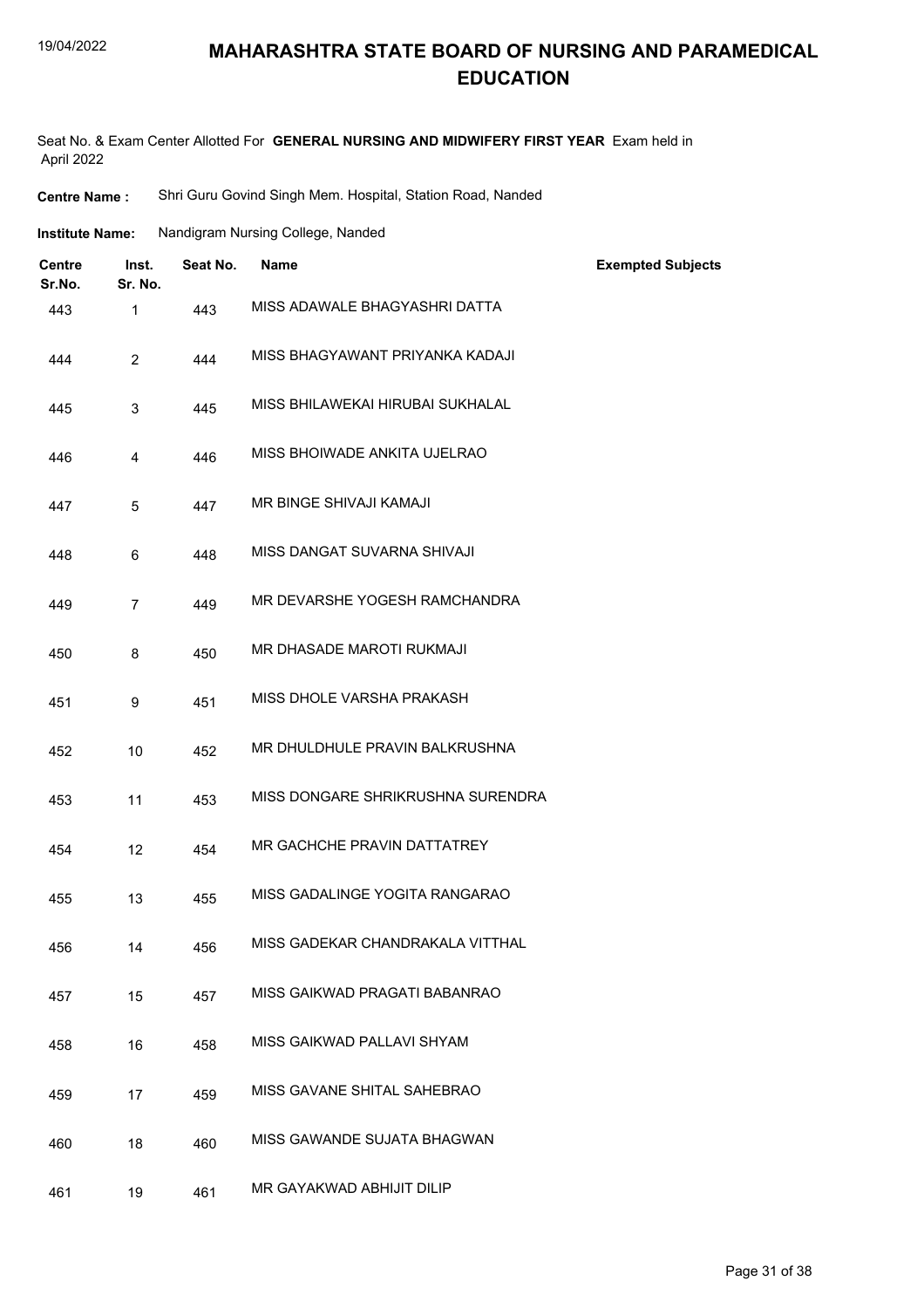# MAHARASHTRA STATE BOARD OF NURSING AND PARAMEDICAL EDUCATION

Seat No. & Exam Center Allotted For **GENERAL NURSING AND MIDWIFERY FIRST YEAR** Exam held in April 2022

**Centre Name :** Shri Guru Govind Singh Mem. Hospital, Station Road, Nanded

**Institute Name:** Nandigram Nursing College, Nanded

| Centre Sr.No. | Inst. Sr. No. | Seat No. | Name | Exempted Subjects |
|---|---|---|---|---|
| 443 | 1 | 443 | MISS ADAWALE BHAGYASHRI DATTA | |
| 444 | 2 | 444 | MISS BHAGYAWANT PRIYANKA KADAJI | |
| 445 | 3 | 445 | MISS BHILAWEKAI HIRUBAI SUKHALAL | |
| 446 | 4 | 446 | MISS BHOIWADE ANKITA UJELRAO | |
| 447 | 5 | 447 | MR BINGE SHIVAJI KAMAJI | |
| 448 | 6 | 448 | MISS DANGAT SUVARNA SHIVAJI | |
| 449 | 7 | 449 | MR DEVARSHE YOGESH RAMCHANDRA | |
| 450 | 8 | 450 | MR DHASADE MAROTI RUKMAJI | |
| 451 | 9 | 451 | MISS DHOLE VARSHA PRAKASH | |
| 452 | 10 | 452 | MR DHULDHULE PRAVIN BALKRUSHNA | |
| 453 | 11 | 453 | MISS DONGARE SHRIKRUSHNA SURENDRA | |
| 454 | 12 | 454 | MR GACHCHE PRAVIN DATTATREY | |
| 455 | 13 | 455 | MISS GADALINGE YOGITA RANGARAO | |
| 456 | 14 | 456 | MISS GADEKAR CHANDRAKALA VITTHAL | |
| 457 | 15 | 457 | MISS GAIKWAD PRAGATI BABANRAO | |
| 458 | 16 | 458 | MISS GAIKWAD PALLAVI SHYAM | |
| 459 | 17 | 459 | MISS GAVANE SHITAL SAHEBRAO | |
| 460 | 18 | 460 | MISS GAWANDE SUJATA BHAGWAN | |
| 461 | 19 | 461 | MR GAYAKWAD ABHIJIT DILIP | |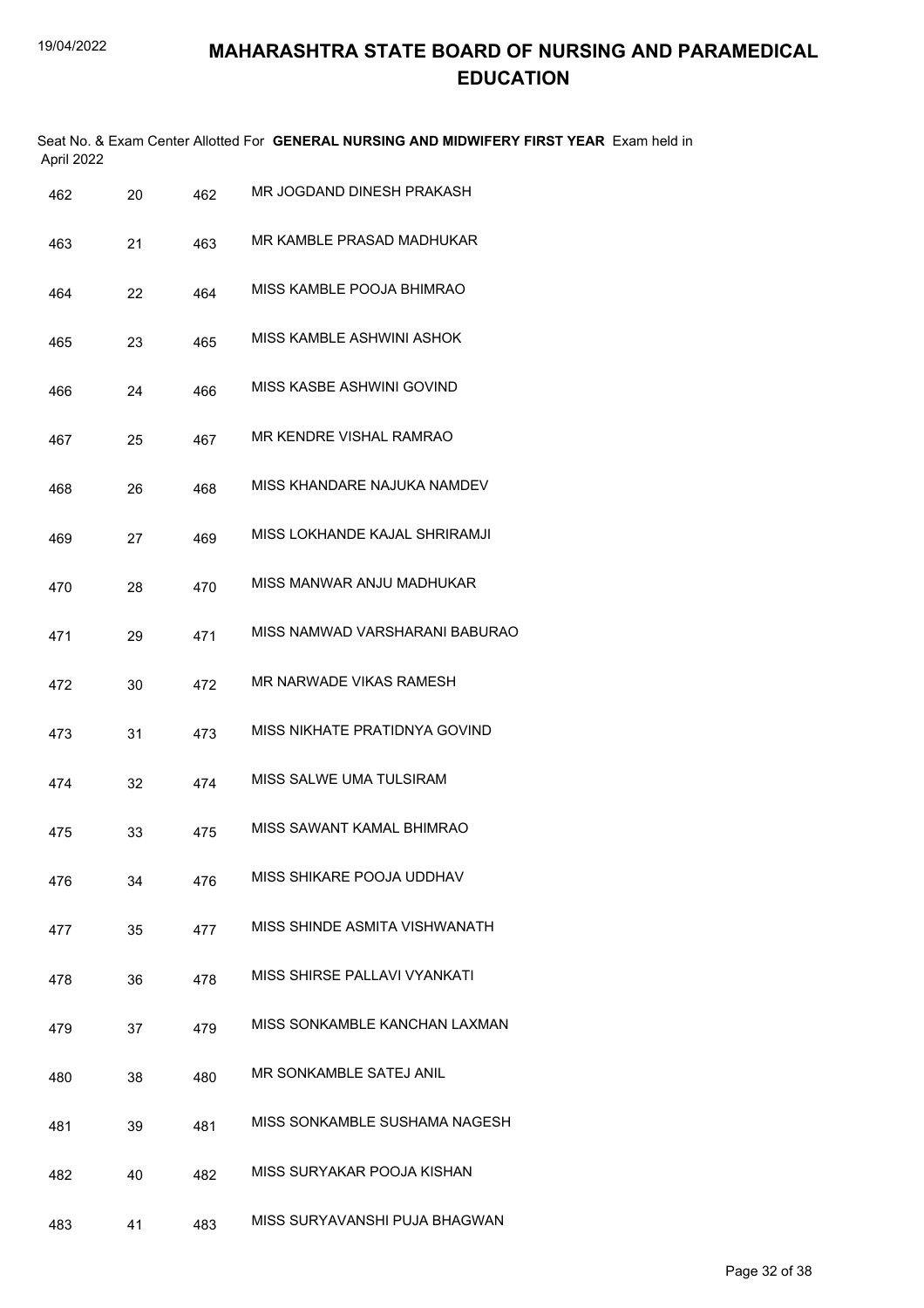# MAHARASHTRA STATE BOARD OF NURSING AND PARAMEDICAL EDUCATION

Seat No. & Exam Center Allotted For **GENERAL NURSING AND MIDWIFERY FIRST YEAR** Exam held in April 2022

| | | | |
|---|---|---|---|
| 462 | 20 | 462 | MR JOGDAND DINESH PRAKASH |
| 463 | 21 | 463 | MR KAMBLE PRASAD MADHUKAR |
| 464 | 22 | 464 | MISS KAMBLE POOJA BHIMRAO |
| 465 | 23 | 465 | MISS KAMBLE ASHWINI ASHOK |
| 466 | 24 | 466 | MISS KASBE ASHWINI GOVIND |
| 467 | 25 | 467 | MR KENDRE VISHAL RAMRAO |
| 468 | 26 | 468 | MISS KHANDARE NAJUKA NAMDEV |
| 469 | 27 | 469 | MISS LOKHANDE KAJAL SHRIRAMJI |
| 470 | 28 | 470 | MISS MANWAR ANJU MADHUKAR |
| 471 | 29 | 471 | MISS NAMWAD VARSHARANI BABURAO |
| 472 | 30 | 472 | MR NARWADE VIKAS RAMESH |
| 473 | 31 | 473 | MISS NIKHATE PRATIDNYA GOVIND |
| 474 | 32 | 474 | MISS SALWE UMA TULSIRAM |
| 475 | 33 | 475 | MISS SAWANT KAMAL BHIMRAO |
| 476 | 34 | 476 | MISS SHIKARE POOJA UDDHAV |
| 477 | 35 | 477 | MISS SHINDE ASMITA VISHWANATH |
| 478 | 36 | 478 | MISS SHIRSE PALLAVI VYANKATI |
| 479 | 37 | 479 | MISS SONKAMBLE KANCHAN LAXMAN |
| 480 | 38 | 480 | MR SONKAMBLE SATEJ ANIL |
| 481 | 39 | 481 | MISS SONKAMBLE SUSHAMA NAGESH |
| 482 | 40 | 482 | MISS SURYAKAR POOJA KISHAN |
| 483 | 41 | 483 | MISS SURYAVANSHI PUJA BHAGWAN |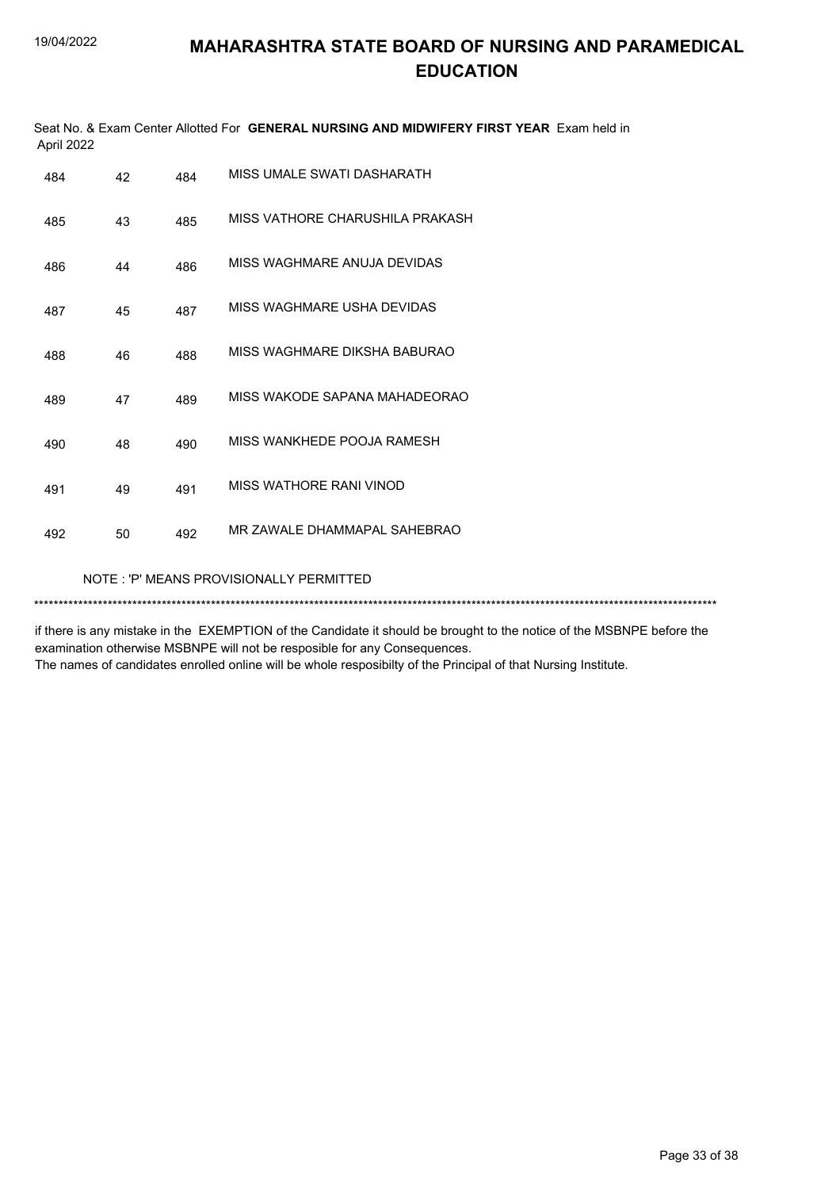Seat No. & Exam Center Allotted For **GENERAL NURSING AND MIDWIFERY FIRST YEAR** Exam held in April 2022

| | | | |
|---|---|---|---|
| 484 | 42 | 484 | MISS UMALE SWATI DASHARATH |
| 485 | 43 | 485 | MISS VATHORE CHARUSHILA PRAKASH |
| 486 | 44 | 486 | MISS WAGHMARE ANUJA DEVIDAS |
| 487 | 45 | 487 | MISS WAGHMARE USHA DEVIDAS |
| 488 | 46 | 488 | MISS WAGHMARE DIKSHA BABURAO |
| 489 | 47 | 489 | MISS WAKODE SAPANA MAHADEORAO |
| 490 | 48 | 490 | MISS WANKHEDE POOJA RAMESH |
| 491 | 49 | 491 | MISS WATHORE RANI VINOD |
| 492 | 50 | 492 | MR ZAWALE DHAMMAPAL SAHEBRAO |

NOTE : 'P' MEANS PROVISIONALLY PERMITTED

*******************************************************************************************************************************************

if there is any mistake in the EXEMPTION of the Candidate it should be brought to the notice of the MSBNPE before the examination otherwise MSBNPE will not be resposible for any Consequences.
The names of candidates enrolled online will be whole resposibilty of the Principal of that Nursing Institute.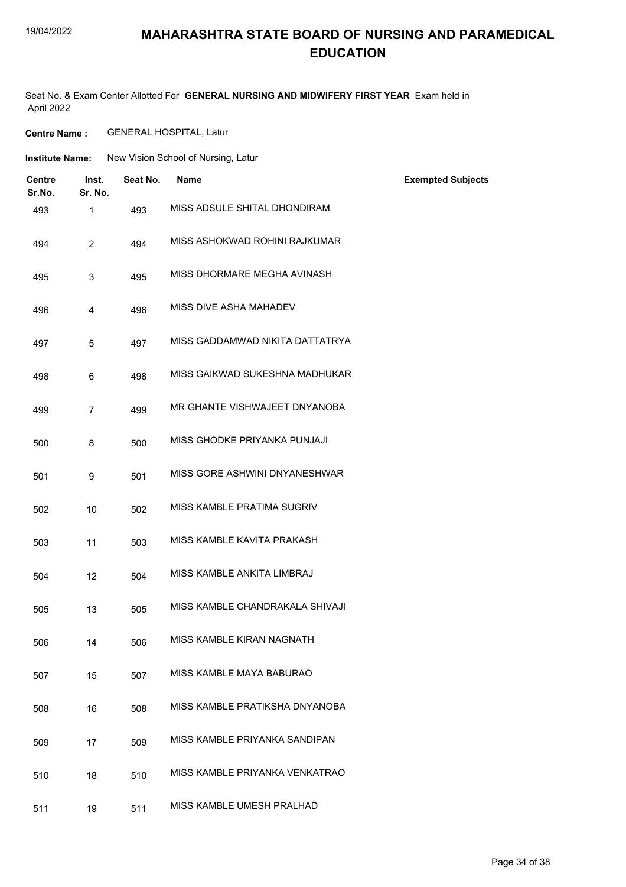# MAHARASHTRA STATE BOARD OF NURSING AND PARAMEDICAL EDUCATION

Seat No. & Exam Center Allotted For **GENERAL NURSING AND MIDWIFERY FIRST YEAR** Exam held in April 2022

**Centre Name :** GENERAL HOSPITAL, Latur

**Institute Name:** New Vision School of Nursing, Latur

| Centre Sr.No. | Inst. Sr. No. | Seat No. | Name | Exempted Subjects |
|---|---|---|---|---|
| 493 | 1 | 493 | MISS ADSULE SHITAL DHONDIRAM | |
| 494 | 2 | 494 | MISS ASHOKWAD ROHINI RAJKUMAR | |
| 495 | 3 | 495 | MISS DHORMARE MEGHA AVINASH | |
| 496 | 4 | 496 | MISS DIVE ASHA MAHADEV | |
| 497 | 5 | 497 | MISS GADDAMWAD NIKITA DATTATRYA | |
| 498 | 6 | 498 | MISS GAIKWAD SUKESHNA MADHUKAR | |
| 499 | 7 | 499 | MR GHANTE VISHWAJEET DNYANOBA | |
| 500 | 8 | 500 | MISS GHODKE PRIYANKA PUNJAJI | |
| 501 | 9 | 501 | MISS GORE ASHWINI DNYANESHWAR | |
| 502 | 10 | 502 | MISS KAMBLE PRATIMA SUGRIV | |
| 503 | 11 | 503 | MISS KAMBLE KAVITA PRAKASH | |
| 504 | 12 | 504 | MISS KAMBLE ANKITA LIMBRAJ | |
| 505 | 13 | 505 | MISS KAMBLE CHANDRAKALA SHIVAJI | |
| 506 | 14 | 506 | MISS KAMBLE KIRAN NAGNATH | |
| 507 | 15 | 507 | MISS KAMBLE MAYA BABURAO | |
| 508 | 16 | 508 | MISS KAMBLE PRATIKSHA DNYANOBA | |
| 509 | 17 | 509 | MISS KAMBLE PRIYANKA SANDIPAN | |
| 510 | 18 | 510 | MISS KAMBLE PRIYANKA VENKATRAO | |
| 511 | 19 | 511 | MISS KAMBLE UMESH PRALHAD | |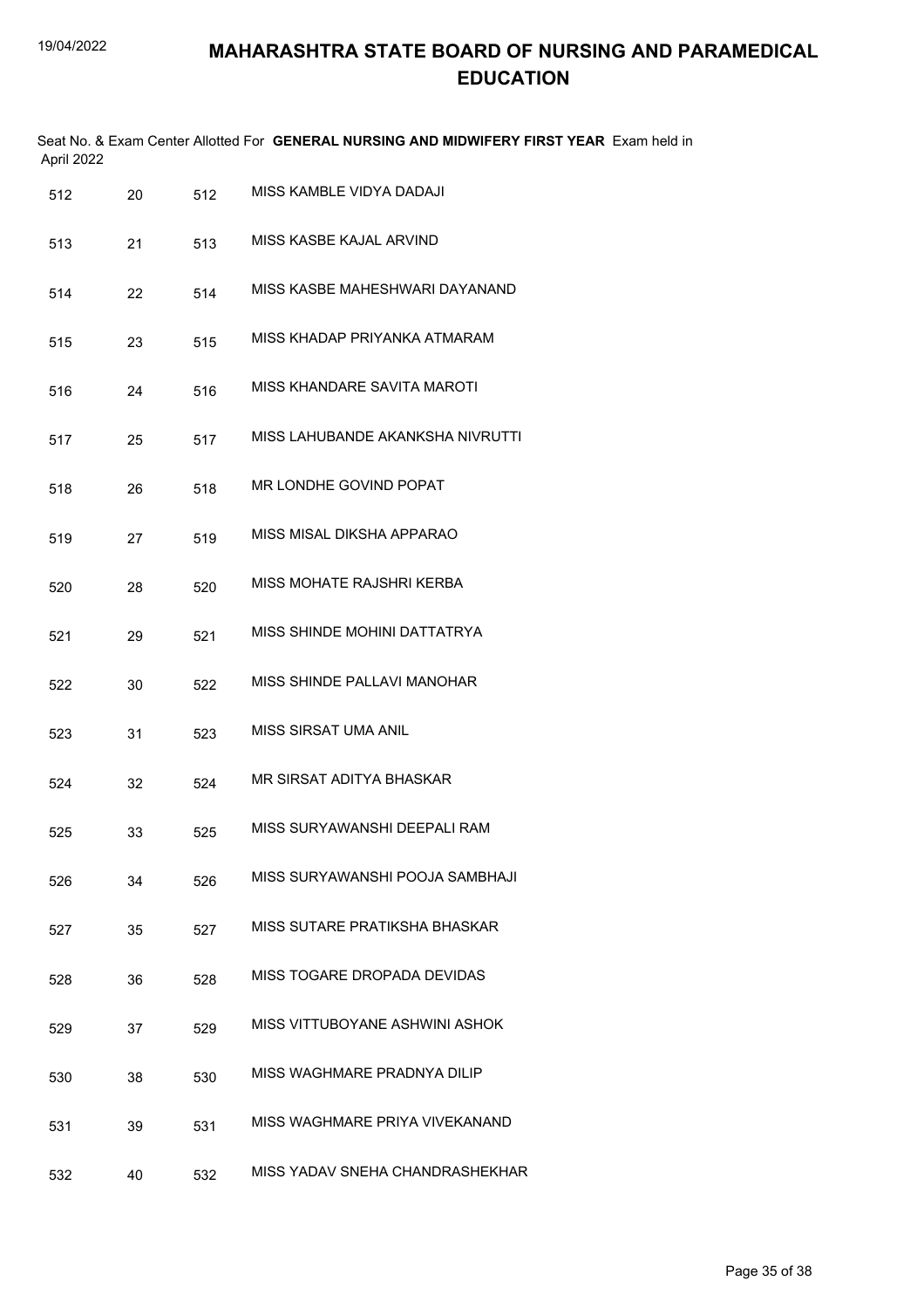# MAHARASHTRA STATE BOARD OF NURSING AND PARAMEDICAL EDUCATION

Seat No. & Exam Center Allotted For **GENERAL NURSING AND MIDWIFERY FIRST YEAR** Exam held in April 2022

| | | | |
|---|---|---|---|
| 512 | 20 | 512 | MISS KAMBLE VIDYA DADAJI |
| 513 | 21 | 513 | MISS KASBE KAJAL ARVIND |
| 514 | 22 | 514 | MISS KASBE MAHESHWARI DAYANAND |
| 515 | 23 | 515 | MISS KHADAP PRIYANKA ATMARAM |
| 516 | 24 | 516 | MISS KHANDARE SAVITA MAROTI |
| 517 | 25 | 517 | MISS LAHUBANDE AKANKSHA NIVRUTTI |
| 518 | 26 | 518 | MR LONDHE GOVIND POPAT |
| 519 | 27 | 519 | MISS MISAL DIKSHA APPARAO |
| 520 | 28 | 520 | MISS MOHATE RAJSHRI KERBA |
| 521 | 29 | 521 | MISS SHINDE MOHINI DATTATRYA |
| 522 | 30 | 522 | MISS SHINDE PALLAVI MANOHAR |
| 523 | 31 | 523 | MISS SIRSAT UMA ANIL |
| 524 | 32 | 524 | MR SIRSAT ADITYA BHASKAR |
| 525 | 33 | 525 | MISS SURYAWANSHI DEEPALI RAM |
| 526 | 34 | 526 | MISS SURYAWANSHI POOJA SAMBHAJI |
| 527 | 35 | 527 | MISS SUTARE PRATIKSHA BHASKAR |
| 528 | 36 | 528 | MISS TOGARE DROPADA DEVIDAS |
| 529 | 37 | 529 | MISS VITTUBOYANE ASHWINI ASHOK |
| 530 | 38 | 530 | MISS WAGHMARE PRADNYA DILIP |
| 531 | 39 | 531 | MISS WAGHMARE PRIYA VIVEKANAND |
| 532 | 40 | 532 | MISS YADAV SNEHA CHANDRASHEKHAR |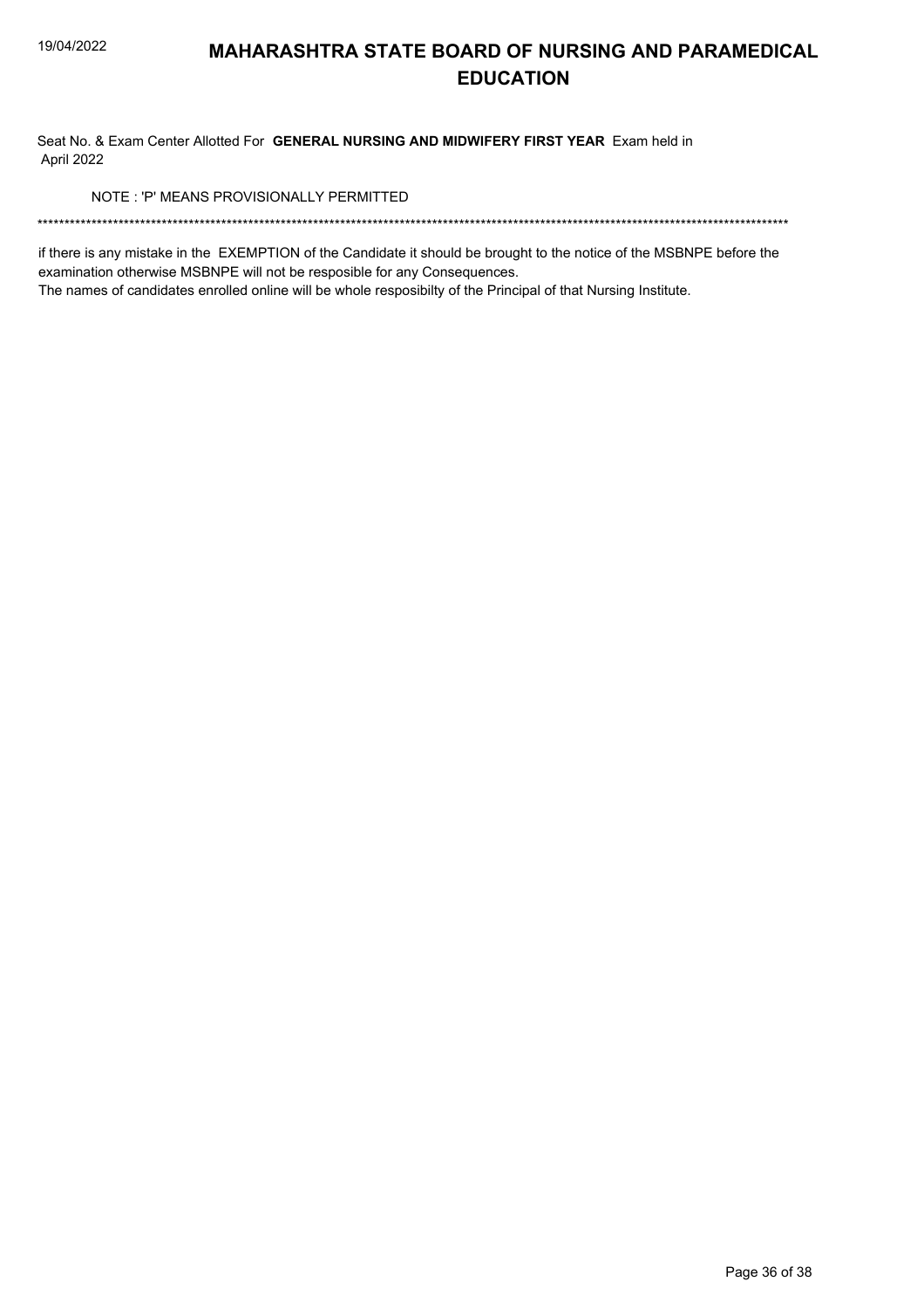# MAHARASHTRA STATE BOARD OF NURSING AND PARAMEDICAL EDUCATION

Seat No. & Exam Center Allotted For **GENERAL NURSING AND MIDWIFERY FIRST YEAR** Exam held in April 2022

NOTE : 'P' MEANS PROVISIONALLY PERMITTED

*******************************************************************************************************************************************

if there is any mistake in the EXEMPTION of the Candidate it should be brought to the notice of the MSBNPE before the examination otherwise MSBNPE will not be resposible for any Consequences.
The names of candidates enrolled online will be whole resposibilty of the Principal of that Nursing Institute.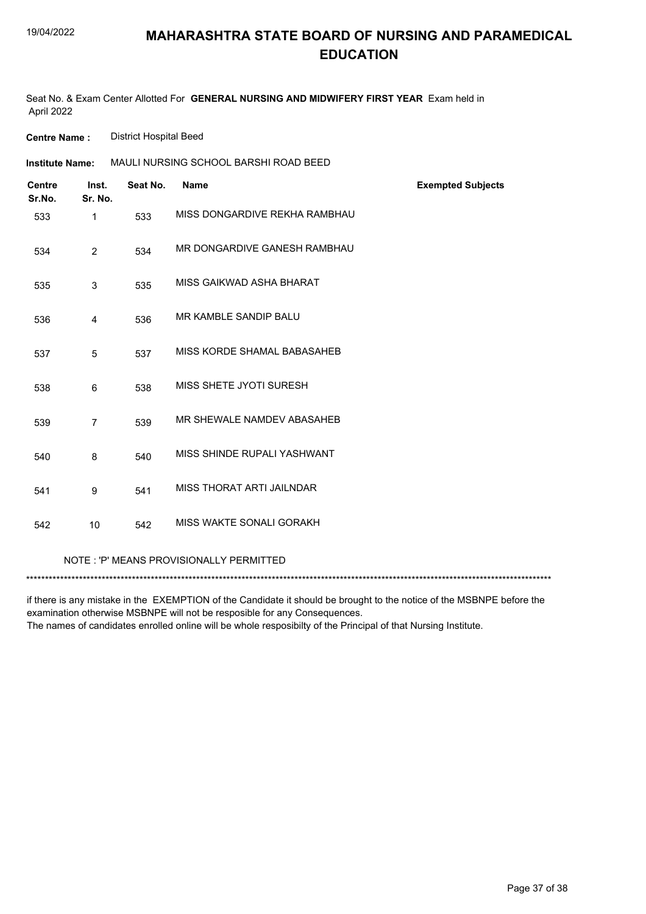# MAHARASHTRA STATE BOARD OF NURSING AND PARAMEDICAL EDUCATION

Seat No. & Exam Center Allotted For **GENERAL NURSING AND MIDWIFERY FIRST YEAR** Exam held in April 2022

**Centre Name :** District Hospital Beed

**Institute Name:** MAULI NURSING SCHOOL BARSHI ROAD BEED

| Centre Sr.No. | Inst. Sr. No. | Seat No. | Name | Exempted Subjects |
|---|---|---|---|---|
| 533 | 1 | 533 | MISS DONGARDIVE REKHA RAMBHAU | |
| 534 | 2 | 534 | MR DONGARDIVE GANESH RAMBHAU | |
| 535 | 3 | 535 | MISS GAIKWAD ASHA BHARAT | |
| 536 | 4 | 536 | MR KAMBLE SANDIP BALU | |
| 537 | 5 | 537 | MISS KORDE SHAMAL BABASAHEB | |
| 538 | 6 | 538 | MISS SHETE JYOTI SURESH | |
| 539 | 7 | 539 | MR SHEWALE NAMDEV ABASAHEB | |
| 540 | 8 | 540 | MISS SHINDE RUPALI YASHWANT | |
| 541 | 9 | 541 | MISS THORAT ARTI JAILNDAR | |
| 542 | 10 | 542 | MISS WAKTE SONALI GORAKH | |

NOTE : 'P' MEANS PROVISIONALLY PERMITTED

*******************************************************************************************************************************************

if there is any mistake in the EXEMPTION of the Candidate it should be brought to the notice of the MSBNPE before the examination otherwise MSBNPE will not be resposible for any Consequences.
The names of candidates enrolled online will be whole resposibilty of the Principal of that Nursing Institute.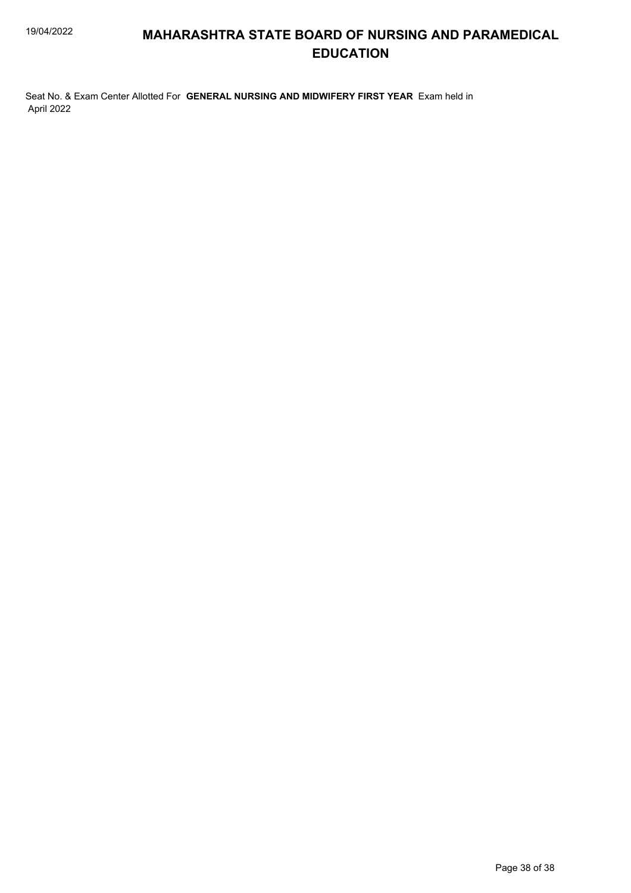# MAHARASHTRA STATE BOARD OF NURSING AND PARAMEDICAL EDUCATION

Seat No. & Exam Center Allotted For **GENERAL NURSING AND MIDWIFERY FIRST YEAR** Exam held in April 2022